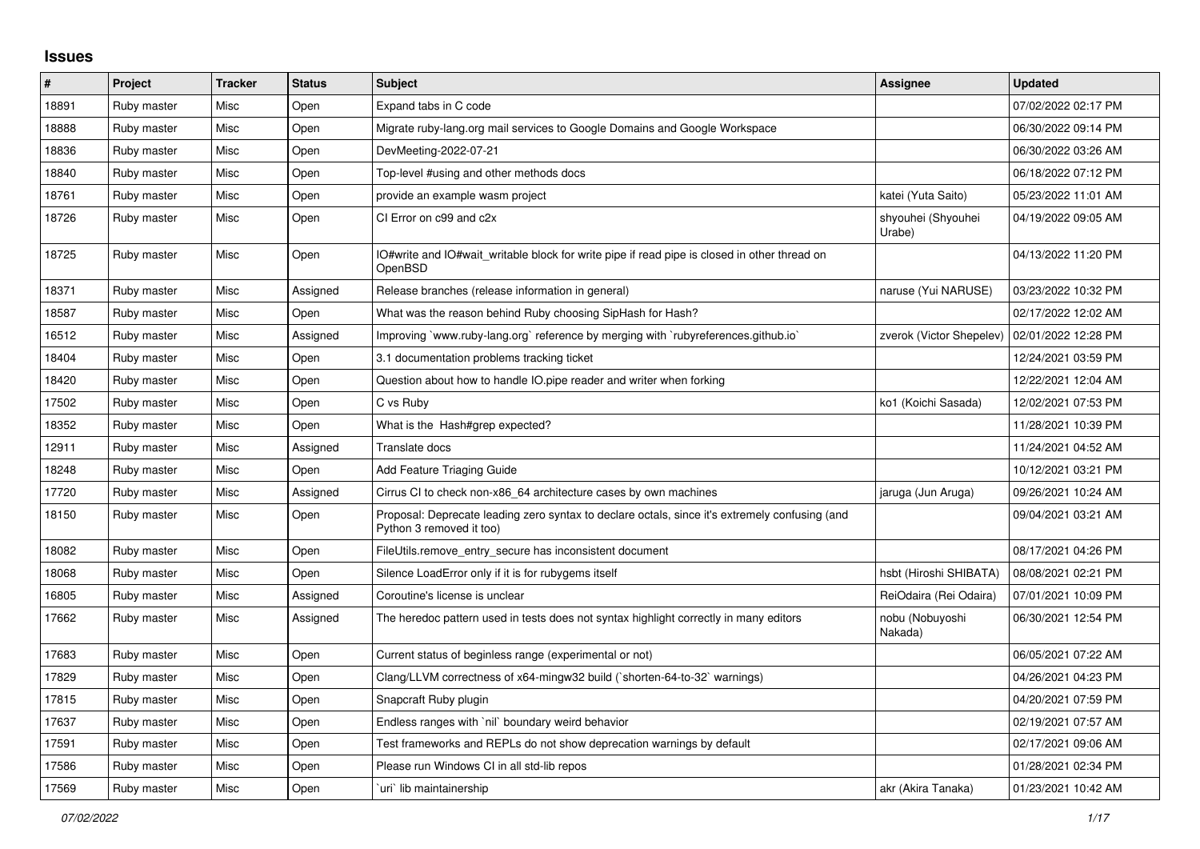## Issues

| # | Project | Tracker | Status | Subject | Assignee | Updated |
|---|---|---|---|---|---|---|
| 18891 | Ruby master | Misc | Open | Expand tabs in C code | | 07/02/2022 02:17 PM |
| 18888 | Ruby master | Misc | Open | Migrate ruby-lang.org mail services to Google Domains and Google Workspace | | 06/30/2022 09:14 PM |
| 18836 | Ruby master | Misc | Open | DevMeeting-2022-07-21 | | 06/30/2022 03:26 AM |
| 18840 | Ruby master | Misc | Open | Top-level #using and other methods docs | | 06/18/2022 07:12 PM |
| 18761 | Ruby master | Misc | Open | provide an example wasm project | katei (Yuta Saito) | 05/23/2022 11:01 AM |
| 18726 | Ruby master | Misc | Open | CI Error on c99 and c2x | shyouhei (Shyouhei Urabe) | 04/19/2022 09:05 AM |
| 18725 | Ruby master | Misc | Open | IO#write and IO#wait_writable block for write pipe if read pipe is closed in other thread on OpenBSD | | 04/13/2022 11:20 PM |
| 18371 | Ruby master | Misc | Assigned | Release branches (release information in general) | naruse (Yui NARUSE) | 03/23/2022 10:32 PM |
| 18587 | Ruby master | Misc | Open | What was the reason behind Ruby choosing SipHash for Hash? | | 02/17/2022 12:02 AM |
| 16512 | Ruby master | Misc | Assigned | Improving `www.ruby-lang.org` reference by merging with `rubyreferences.github.io` | zverok (Victor Shepelev) | 02/01/2022 12:28 PM |
| 18404 | Ruby master | Misc | Open | 3.1 documentation problems tracking ticket | | 12/24/2021 03:59 PM |
| 18420 | Ruby master | Misc | Open | Question about how to handle IO.pipe reader and writer when forking | | 12/22/2021 12:04 AM |
| 17502 | Ruby master | Misc | Open | C vs Ruby | ko1 (Koichi Sasada) | 12/02/2021 07:53 PM |
| 18352 | Ruby master | Misc | Open | What is the Hash#grep expected? | | 11/28/2021 10:39 PM |
| 12911 | Ruby master | Misc | Assigned | Translate docs | | 11/24/2021 04:52 AM |
| 18248 | Ruby master | Misc | Open | Add Feature Triaging Guide | | 10/12/2021 03:21 PM |
| 17720 | Ruby master | Misc | Assigned | Cirrus CI to check non-x86_64 architecture cases by own machines | jaruga (Jun Aruga) | 09/26/2021 10:24 AM |
| 18150 | Ruby master | Misc | Open | Proposal: Deprecate leading zero syntax to declare octals, since it's extremely confusing (and Python 3 removed it too) | | 09/04/2021 03:21 AM |
| 18082 | Ruby master | Misc | Open | FileUtils.remove_entry_secure has inconsistent document | | 08/17/2021 04:26 PM |
| 18068 | Ruby master | Misc | Open | Silence LoadError only if it is for rubygems itself | hsbt (Hiroshi SHIBATA) | 08/08/2021 02:21 PM |
| 16805 | Ruby master | Misc | Assigned | Coroutine's license is unclear | ReiOdaira (Rei Odaira) | 07/01/2021 10:09 PM |
| 17662 | Ruby master | Misc | Assigned | The heredoc pattern used in tests does not syntax highlight correctly in many editors | nobu (Nobuyoshi Nakada) | 06/30/2021 12:54 PM |
| 17683 | Ruby master | Misc | Open | Current status of beginless range (experimental or not) | | 06/05/2021 07:22 AM |
| 17829 | Ruby master | Misc | Open | Clang/LLVM correctness of x64-mingw32 build (`shorten-64-to-32` warnings) | | 04/26/2021 04:23 PM |
| 17815 | Ruby master | Misc | Open | Snapcraft Ruby plugin | | 04/20/2021 07:59 PM |
| 17637 | Ruby master | Misc | Open | Endless ranges with `nil` boundary weird behavior | | 02/19/2021 07:57 AM |
| 17591 | Ruby master | Misc | Open | Test frameworks and REPLs do not show deprecation warnings by default | | 02/17/2021 09:06 AM |
| 17586 | Ruby master | Misc | Open | Please run Windows CI in all std-lib repos | | 01/28/2021 02:34 PM |
| 17569 | Ruby master | Misc | Open | `uri` lib maintainership | akr (Akira Tanaka) | 01/23/2021 10:42 AM |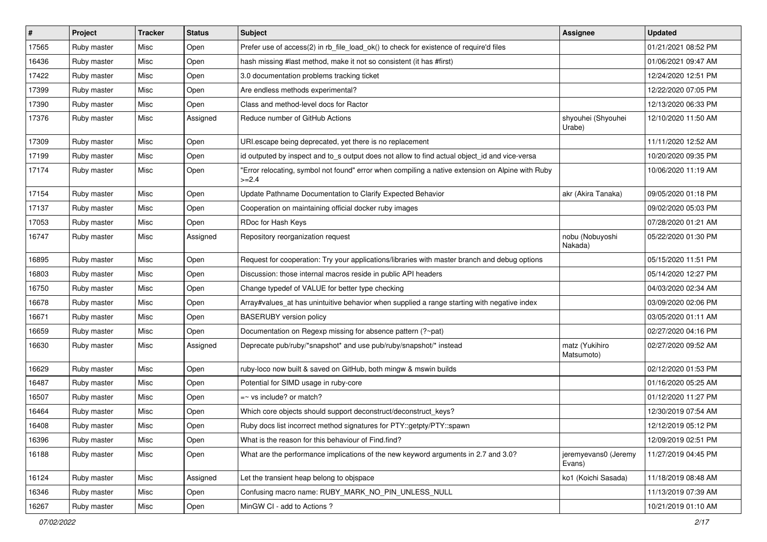| # | Project | Tracker | Status | Subject | Assignee | Updated |
|---|---|---|---|---|---|---|
| 17565 | Ruby master | Misc | Open | Prefer use of access(2) in rb_file_load_ok() to check for existence of require'd files | | 01/21/2021 08:52 PM |
| 16436 | Ruby master | Misc | Open | hash missing #last method, make it not so consistent (it has #first) | | 01/06/2021 09:47 AM |
| 17422 | Ruby master | Misc | Open | 3.0 documentation problems tracking ticket | | 12/24/2020 12:51 PM |
| 17399 | Ruby master | Misc | Open | Are endless methods experimental? | | 12/22/2020 07:05 PM |
| 17390 | Ruby master | Misc | Open | Class and method-level docs for Ractor | | 12/13/2020 06:33 PM |
| 17376 | Ruby master | Misc | Assigned | Reduce number of GitHub Actions | shyouhei (Shyouhei Urabe) | 12/10/2020 11:50 AM |
| 17309 | Ruby master | Misc | Open | URI.escape being deprecated, yet there is no replacement | | 11/11/2020 12:52 AM |
| 17199 | Ruby master | Misc | Open | id outputed by inspect and to_s output does not allow to find actual object_id and vice-versa | | 10/20/2020 09:35 PM |
| 17174 | Ruby master | Misc | Open | "Error relocating, symbol not found" error when compiling a native extension on Alpine with Ruby >=2.4 | | 10/06/2020 11:19 AM |
| 17154 | Ruby master | Misc | Open | Update Pathname Documentation to Clarify Expected Behavior | akr (Akira Tanaka) | 09/05/2020 01:18 PM |
| 17137 | Ruby master | Misc | Open | Cooperation on maintaining official docker ruby images | | 09/02/2020 05:03 PM |
| 17053 | Ruby master | Misc | Open | RDoc for Hash Keys | | 07/28/2020 01:21 AM |
| 16747 | Ruby master | Misc | Assigned | Repository reorganization request | nobu (Nobuyoshi Nakada) | 05/22/2020 01:30 PM |
| 16895 | Ruby master | Misc | Open | Request for cooperation: Try your applications/libraries with master branch and debug options | | 05/15/2020 11:51 PM |
| 16803 | Ruby master | Misc | Open | Discussion: those internal macros reside in public API headers | | 05/14/2020 12:27 PM |
| 16750 | Ruby master | Misc | Open | Change typedef of VALUE for better type checking | | 04/03/2020 02:34 AM |
| 16678 | Ruby master | Misc | Open | Array#values_at has unintuitive behavior when supplied a range starting with negative index | | 03/09/2020 02:06 PM |
| 16671 | Ruby master | Misc | Open | BASERUBY version policy | | 03/05/2020 01:11 AM |
| 16659 | Ruby master | Misc | Open | Documentation on Regexp missing for absence pattern (?~pat) | | 02/27/2020 04:16 PM |
| 16630 | Ruby master | Misc | Assigned | Deprecate pub/ruby/*snapshot* and use pub/ruby/snapshot/* instead | matz (Yukihiro Matsumoto) | 02/27/2020 09:52 AM |
| 16629 | Ruby master | Misc | Open | ruby-loco now built & saved on GitHub, both mingw & mswin builds | | 02/12/2020 01:53 PM |
| 16487 | Ruby master | Misc | Open | Potential for SIMD usage in ruby-core | | 01/16/2020 05:25 AM |
| 16507 | Ruby master | Misc | Open | =~ vs include? or match? | | 01/12/2020 11:27 PM |
| 16464 | Ruby master | Misc | Open | Which core objects should support deconstruct/deconstruct_keys? | | 12/30/2019 07:54 AM |
| 16408 | Ruby master | Misc | Open | Ruby docs list incorrect method signatures for PTY::getpty/PTY::spawn | | 12/12/2019 05:12 PM |
| 16396 | Ruby master | Misc | Open | What is the reason for this behaviour of Find.find? | | 12/09/2019 02:51 PM |
| 16188 | Ruby master | Misc | Open | What are the performance implications of the new keyword arguments in 2.7 and 3.0? | jeremyevans0 (Jeremy Evans) | 11/27/2019 04:45 PM |
| 16124 | Ruby master | Misc | Assigned | Let the transient heap belong to objspace | ko1 (Koichi Sasada) | 11/18/2019 08:48 AM |
| 16346 | Ruby master | Misc | Open | Confusing macro name: RUBY_MARK_NO_PIN_UNLESS_NULL | | 11/13/2019 07:39 AM |
| 16267 | Ruby master | Misc | Open | MinGW CI - add to Actions ? | | 10/21/2019 01:10 AM |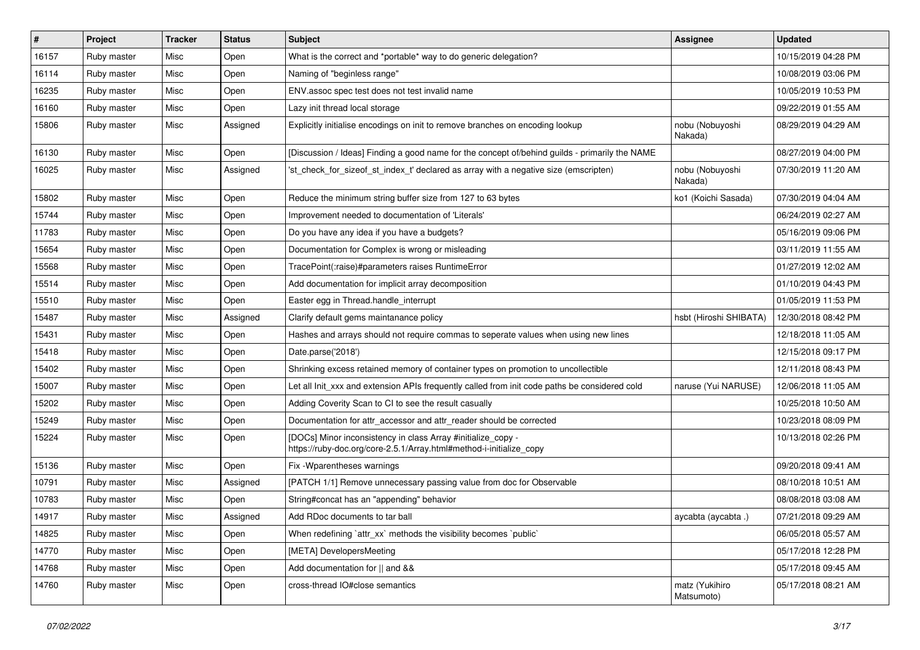| # | Project | Tracker | Status | Subject | Assignee | Updated |
| --- | --- | --- | --- | --- | --- | --- |
| 16157 | Ruby master | Misc | Open | What is the correct and *portable* way to do generic delegation? | | 10/15/2019 04:28 PM |
| 16114 | Ruby master | Misc | Open | Naming of "beginless range" | | 10/08/2019 03:06 PM |
| 16235 | Ruby master | Misc | Open | ENV.assoc spec test does not test invalid name | | 10/05/2019 10:53 PM |
| 16160 | Ruby master | Misc | Open | Lazy init thread local storage | | 09/22/2019 01:55 AM |
| 15806 | Ruby master | Misc | Assigned | Explicitly initialise encodings on init to remove branches on encoding lookup | nobu (Nobuyoshi Nakada) | 08/29/2019 04:29 AM |
| 16130 | Ruby master | Misc | Open | [Discussion / Ideas] Finding a good name for the concept of/behind guilds - primarily the NAME | | 08/27/2019 04:00 PM |
| 16025 | Ruby master | Misc | Assigned | 'st_check_for_sizeof_st_index_t' declared as array with a negative size (emscripten) | nobu (Nobuyoshi Nakada) | 07/30/2019 11:20 AM |
| 15802 | Ruby master | Misc | Open | Reduce the minimum string buffer size from 127 to 63 bytes | ko1 (Koichi Sasada) | 07/30/2019 04:04 AM |
| 15744 | Ruby master | Misc | Open | Improvement needed to documentation of 'Literals' | | 06/24/2019 02:27 AM |
| 11783 | Ruby master | Misc | Open | Do you have any idea if you have a budgets? | | 05/16/2019 09:06 PM |
| 15654 | Ruby master | Misc | Open | Documentation for Complex is wrong or misleading | | 03/11/2019 11:55 AM |
| 15568 | Ruby master | Misc | Open | TracePoint(:raise)#parameters raises RuntimeError | | 01/27/2019 12:02 AM |
| 15514 | Ruby master | Misc | Open | Add documentation for implicit array decomposition | | 01/10/2019 04:43 PM |
| 15510 | Ruby master | Misc | Open | Easter egg in Thread.handle_interrupt | | 01/05/2019 11:53 PM |
| 15487 | Ruby master | Misc | Assigned | Clarify default gems maintanance policy | hsbt (Hiroshi SHIBATA) | 12/30/2018 08:42 PM |
| 15431 | Ruby master | Misc | Open | Hashes and arrays should not require commas to seperate values when using new lines | | 12/18/2018 11:05 AM |
| 15418 | Ruby master | Misc | Open | Date.parse('2018') | | 12/15/2018 09:17 PM |
| 15402 | Ruby master | Misc | Open | Shrinking excess retained memory of container types on promotion to uncollectible | | 12/11/2018 08:43 PM |
| 15007 | Ruby master | Misc | Open | Let all Init_xxx and extension APIs frequently called from init code paths be considered cold | naruse (Yui NARUSE) | 12/06/2018 11:05 AM |
| 15202 | Ruby master | Misc | Open | Adding Coverity Scan to CI to see the result casually | | 10/25/2018 10:50 AM |
| 15249 | Ruby master | Misc | Open | Documentation for attr_accessor and attr_reader should be corrected | | 10/23/2018 08:09 PM |
| 15224 | Ruby master | Misc | Open | [DOCs] Minor inconsistency in class Array #initialize_copy - https://ruby-doc.org/core-2.5.1/Array.html#method-i-initialize_copy | | 10/13/2018 02:26 PM |
| 15136 | Ruby master | Misc | Open | Fix -Wparentheses warnings | | 09/20/2018 09:41 AM |
| 10791 | Ruby master | Misc | Assigned | [PATCH 1/1] Remove unnecessary passing value from doc for Observable | | 08/10/2018 10:51 AM |
| 10783 | Ruby master | Misc | Open | String#concat has an "appending" behavior | | 08/08/2018 03:08 AM |
| 14917 | Ruby master | Misc | Assigned | Add RDoc documents to tar ball | aycabta (aycabta .) | 07/21/2018 09:29 AM |
| 14825 | Ruby master | Misc | Open | When redefining `attr_xx` methods the visibility becomes `public` | | 06/05/2018 05:57 AM |
| 14770 | Ruby master | Misc | Open | [META] DevelopersMeeting | | 05/17/2018 12:28 PM |
| 14768 | Ruby master | Misc | Open | Add documentation for \|\| and && | | 05/17/2018 09:45 AM |
| 14760 | Ruby master | Misc | Open | cross-thread IO#close semantics | matz (Yukihiro Matsumoto) | 05/17/2018 08:21 AM |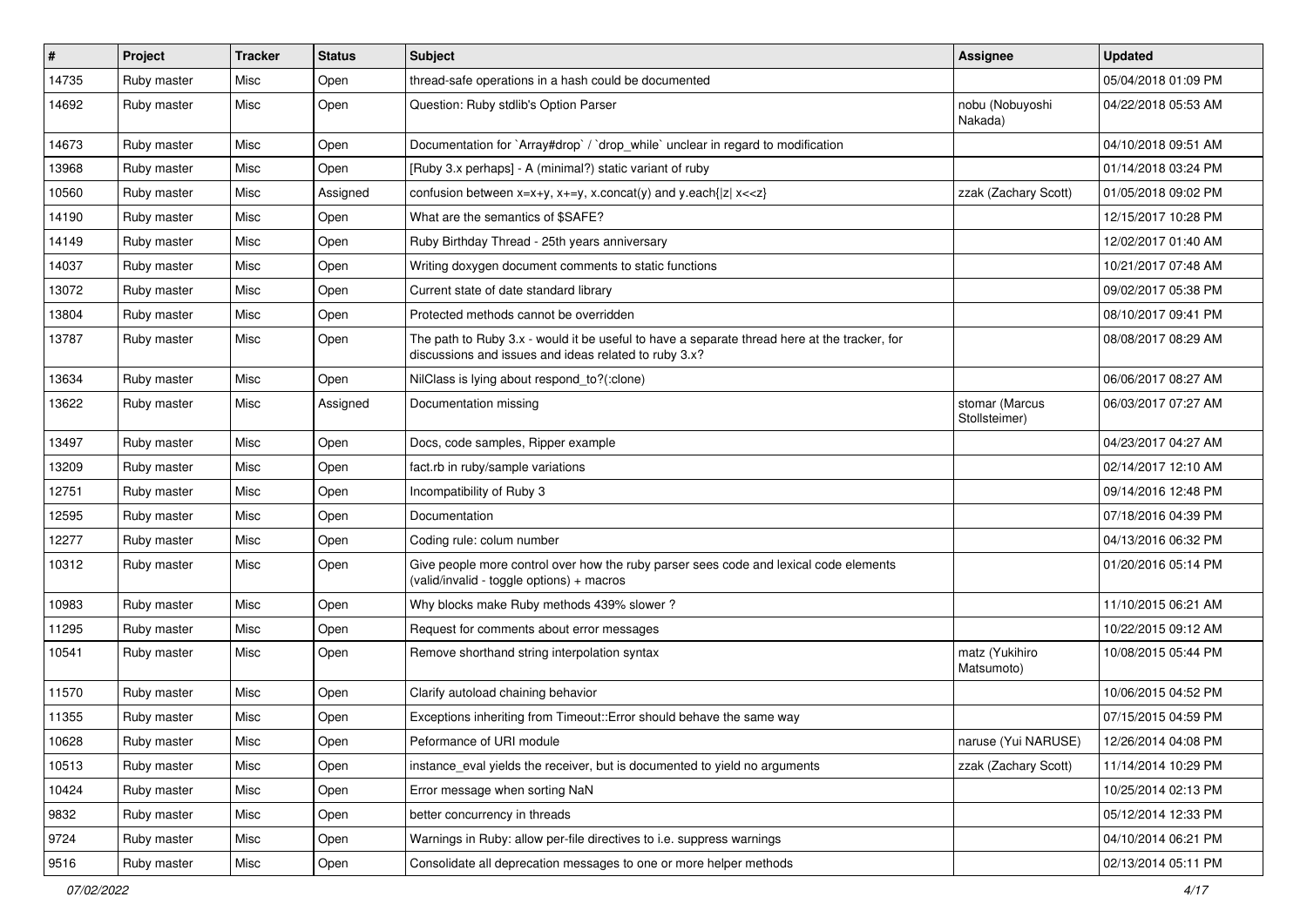| # | Project | Tracker | Status | Subject | Assignee | Updated |
|---|---|---|---|---|---|---|
| 14735 | Ruby master | Misc | Open | thread-safe operations in a hash could be documented | | 05/04/2018 01:09 PM |
| 14692 | Ruby master | Misc | Open | Question: Ruby stdlib's Option Parser | nobu (Nobuyoshi Nakada) | 04/22/2018 05:53 AM |
| 14673 | Ruby master | Misc | Open | Documentation for `Array#drop` / `drop_while` unclear in regard to modification | | 04/10/2018 09:51 AM |
| 13968 | Ruby master | Misc | Open | [Ruby 3.x perhaps] - A (minimal?) static variant of ruby | | 01/14/2018 03:24 PM |
| 10560 | Ruby master | Misc | Assigned | confusion between x=x+y, x+=y, x.concat(y) and y.each{\|z\| x<<z} | zzak (Zachary Scott) | 01/05/2018 09:02 PM |
| 14190 | Ruby master | Misc | Open | What are the semantics of $SAFE? | | 12/15/2017 10:28 PM |
| 14149 | Ruby master | Misc | Open | Ruby Birthday Thread - 25th years anniversary | | 12/02/2017 01:40 AM |
| 14037 | Ruby master | Misc | Open | Writing doxygen document comments to static functions | | 10/21/2017 07:48 AM |
| 13072 | Ruby master | Misc | Open | Current state of date standard library | | 09/02/2017 05:38 PM |
| 13804 | Ruby master | Misc | Open | Protected methods cannot be overridden | | 08/10/2017 09:41 PM |
| 13787 | Ruby master | Misc | Open | The path to Ruby 3.x - would it be useful to have a separate thread here at the tracker, for discussions and issues and ideas related to ruby 3.x? | | 08/08/2017 08:29 AM |
| 13634 | Ruby master | Misc | Open | NilClass is lying about respond_to?(:clone) | | 06/06/2017 08:27 AM |
| 13622 | Ruby master | Misc | Assigned | Documentation missing | stomar (Marcus Stollsteimer) | 06/03/2017 07:27 AM |
| 13497 | Ruby master | Misc | Open | Docs, code samples, Ripper example | | 04/23/2017 04:27 AM |
| 13209 | Ruby master | Misc | Open | fact.rb in ruby/sample variations | | 02/14/2017 12:10 AM |
| 12751 | Ruby master | Misc | Open | Incompatibility of Ruby 3 | | 09/14/2016 12:48 PM |
| 12595 | Ruby master | Misc | Open | Documentation | | 07/18/2016 04:39 PM |
| 12277 | Ruby master | Misc | Open | Coding rule: colum number | | 04/13/2016 06:32 PM |
| 10312 | Ruby master | Misc | Open | Give people more control over how the ruby parser sees code and lexical code elements (valid/invalid - toggle options) + macros | | 01/20/2016 05:14 PM |
| 10983 | Ruby master | Misc | Open | Why blocks make Ruby methods 439% slower ? | | 11/10/2015 06:21 AM |
| 11295 | Ruby master | Misc | Open | Request for comments about error messages | | 10/22/2015 09:12 AM |
| 10541 | Ruby master | Misc | Open | Remove shorthand string interpolation syntax | matz (Yukihiro Matsumoto) | 10/08/2015 05:44 PM |
| 11570 | Ruby master | Misc | Open | Clarify autoload chaining behavior | | 10/06/2015 04:52 PM |
| 11355 | Ruby master | Misc | Open | Exceptions inheriting from Timeout::Error should behave the same way | | 07/15/2015 04:59 PM |
| 10628 | Ruby master | Misc | Open | Peformance of URI module | naruse (Yui NARUSE) | 12/26/2014 04:08 PM |
| 10513 | Ruby master | Misc | Open | instance_eval yields the receiver, but is documented to yield no arguments | zzak (Zachary Scott) | 11/14/2014 10:29 PM |
| 10424 | Ruby master | Misc | Open | Error message when sorting NaN | | 10/25/2014 02:13 PM |
| 9832 | Ruby master | Misc | Open | better concurrency in threads | | 05/12/2014 12:33 PM |
| 9724 | Ruby master | Misc | Open | Warnings in Ruby: allow per-file directives to i.e. suppress warnings | | 04/10/2014 06:21 PM |
| 9516 | Ruby master | Misc | Open | Consolidate all deprecation messages to one or more helper methods | | 02/13/2014 05:11 PM |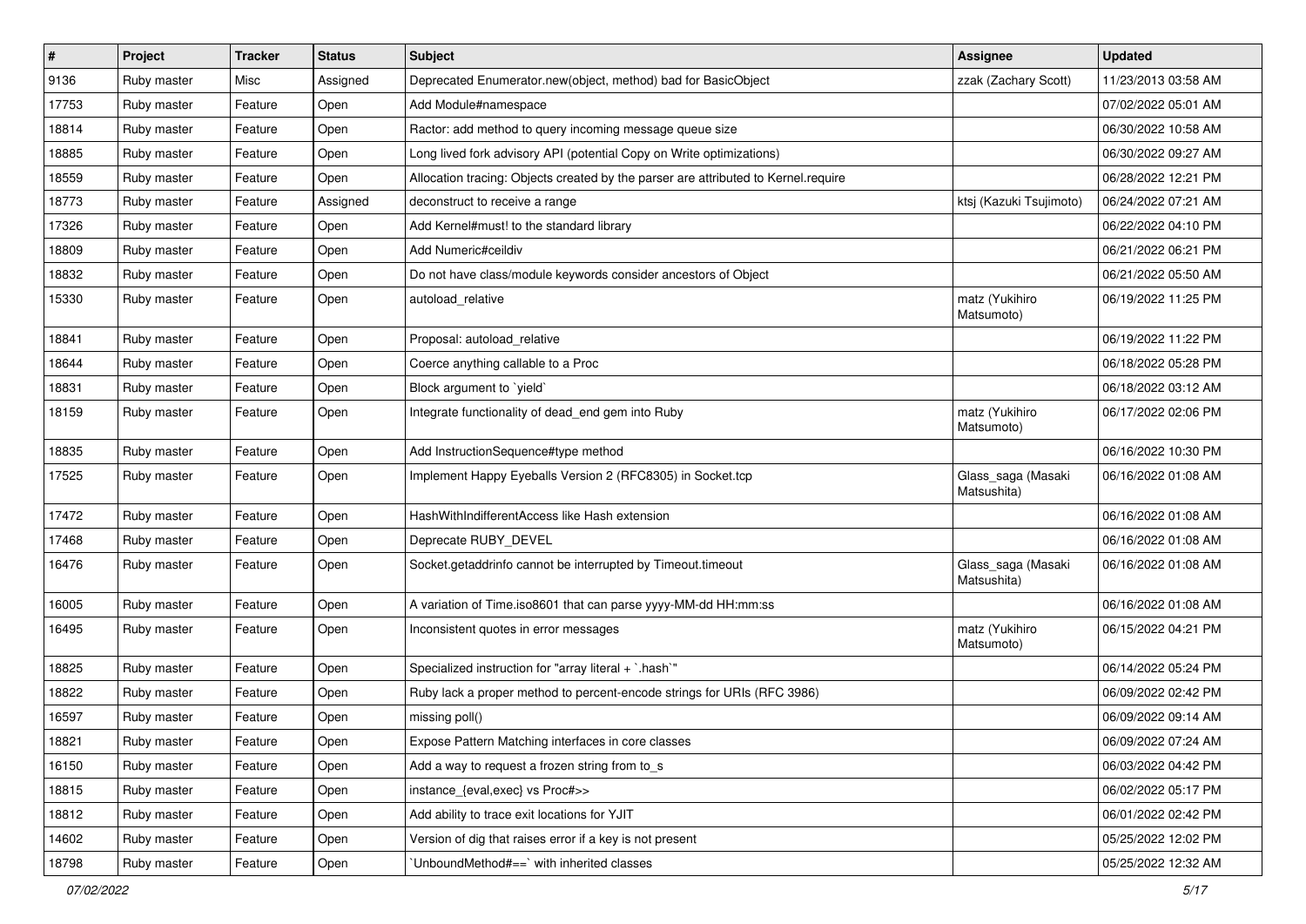| # | Project | Tracker | Status | Subject | Assignee | Updated |
|---|---|---|---|---|---|---|
| 9136 | Ruby master | Misc | Assigned | Deprecated Enumerator.new(object, method) bad for BasicObject | zzak (Zachary Scott) | 11/23/2013 03:58 AM |
| 17753 | Ruby master | Feature | Open | Add Module#namespace | | 07/02/2022 05:01 AM |
| 18814 | Ruby master | Feature | Open | Ractor: add method to query incoming message queue size | | 06/30/2022 10:58 AM |
| 18885 | Ruby master | Feature | Open | Long lived fork advisory API (potential Copy on Write optimizations) | | 06/30/2022 09:27 AM |
| 18559 | Ruby master | Feature | Open | Allocation tracing: Objects created by the parser are attributed to Kernel.require | | 06/28/2022 12:21 PM |
| 18773 | Ruby master | Feature | Assigned | deconstruct to receive a range | ktsj (Kazuki Tsujimoto) | 06/24/2022 07:21 AM |
| 17326 | Ruby master | Feature | Open | Add Kernel#must! to the standard library | | 06/22/2022 04:10 PM |
| 18809 | Ruby master | Feature | Open | Add Numeric#ceildiv | | 06/21/2022 06:21 PM |
| 18832 | Ruby master | Feature | Open | Do not have class/module keywords consider ancestors of Object | | 06/21/2022 05:50 AM |
| 15330 | Ruby master | Feature | Open | autoload_relative | matz (Yukihiro Matsumoto) | 06/19/2022 11:25 PM |
| 18841 | Ruby master | Feature | Open | Proposal: autoload_relative | | 06/19/2022 11:22 PM |
| 18644 | Ruby master | Feature | Open | Coerce anything callable to a Proc | | 06/18/2022 05:28 PM |
| 18831 | Ruby master | Feature | Open | Block argument to `yield` | | 06/18/2022 03:12 AM |
| 18159 | Ruby master | Feature | Open | Integrate functionality of dead_end gem into Ruby | matz (Yukihiro Matsumoto) | 06/17/2022 02:06 PM |
| 18835 | Ruby master | Feature | Open | Add InstructionSequence#type method | | 06/16/2022 10:30 PM |
| 17525 | Ruby master | Feature | Open | Implement Happy Eyeballs Version 2 (RFC8305) in Socket.tcp | Glass_saga (Masaki Matsushita) | 06/16/2022 01:08 AM |
| 17472 | Ruby master | Feature | Open | HashWithIndifferentAccess like Hash extension | | 06/16/2022 01:08 AM |
| 17468 | Ruby master | Feature | Open | Deprecate RUBY_DEVEL | | 06/16/2022 01:08 AM |
| 16476 | Ruby master | Feature | Open | Socket.getaddrinfo cannot be interrupted by Timeout.timeout | Glass_saga (Masaki Matsushita) | 06/16/2022 01:08 AM |
| 16005 | Ruby master | Feature | Open | A variation of Time.iso8601 that can parse yyyy-MM-dd HH:mm:ss | | 06/16/2022 01:08 AM |
| 16495 | Ruby master | Feature | Open | Inconsistent quotes in error messages | matz (Yukihiro Matsumoto) | 06/15/2022 04:21 PM |
| 18825 | Ruby master | Feature | Open | Specialized instruction for "array literal + `.hash`" | | 06/14/2022 05:24 PM |
| 18822 | Ruby master | Feature | Open | Ruby lack a proper method to percent-encode strings for URIs (RFC 3986) | | 06/09/2022 02:42 PM |
| 16597 | Ruby master | Feature | Open | missing poll() | | 06/09/2022 09:14 AM |
| 18821 | Ruby master | Feature | Open | Expose Pattern Matching interfaces in core classes | | 06/09/2022 07:24 AM |
| 16150 | Ruby master | Feature | Open | Add a way to request a frozen string from to_s | | 06/03/2022 04:42 PM |
| 18815 | Ruby master | Feature | Open | instance_{eval,exec} vs Proc#>> | | 06/02/2022 05:17 PM |
| 18812 | Ruby master | Feature | Open | Add ability to trace exit locations for YJIT | | 06/01/2022 02:42 PM |
| 14602 | Ruby master | Feature | Open | Version of dig that raises error if a key is not present | | 05/25/2022 12:02 PM |
| 18798 | Ruby master | Feature | Open | `UnboundMethod#==` with inherited classes | | 05/25/2022 12:32 AM |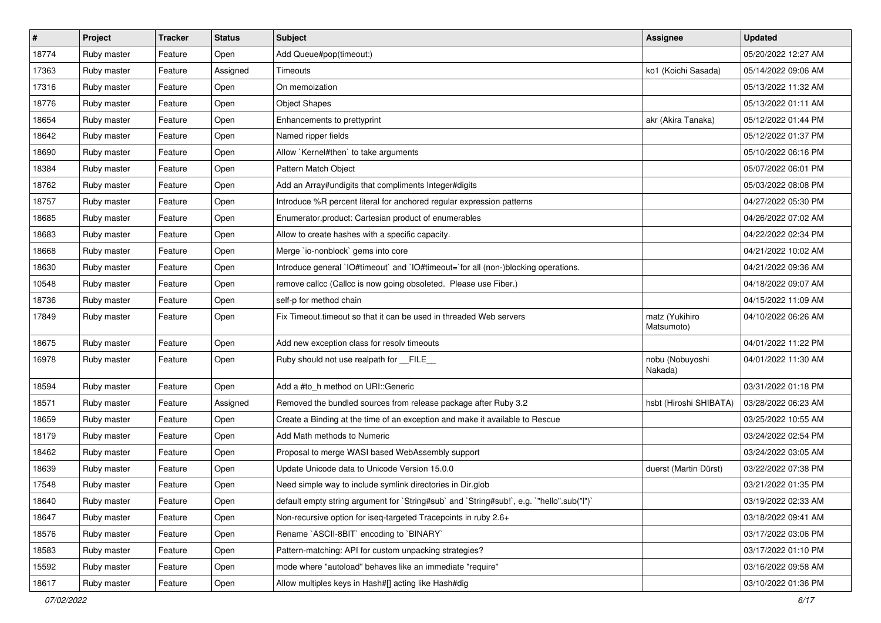| # | Project | Tracker | Status | Subject | Assignee | Updated |
|---|---|---|---|---|---|---|
| 18774 | Ruby master | Feature | Open | Add Queue#pop(timeout:) | | 05/20/2022 12:27 AM |
| 17363 | Ruby master | Feature | Assigned | Timeouts | ko1 (Koichi Sasada) | 05/14/2022 09:06 AM |
| 17316 | Ruby master | Feature | Open | On memoization | | 05/13/2022 11:32 AM |
| 18776 | Ruby master | Feature | Open | Object Shapes | | 05/13/2022 01:11 AM |
| 18654 | Ruby master | Feature | Open | Enhancements to prettyprint | akr (Akira Tanaka) | 05/12/2022 01:44 PM |
| 18642 | Ruby master | Feature | Open | Named ripper fields | | 05/12/2022 01:37 PM |
| 18690 | Ruby master | Feature | Open | Allow `Kernel#then` to take arguments | | 05/10/2022 06:16 PM |
| 18384 | Ruby master | Feature | Open | Pattern Match Object | | 05/07/2022 06:01 PM |
| 18762 | Ruby master | Feature | Open | Add an Array#undigits that compliments Integer#digits | | 05/03/2022 08:08 PM |
| 18757 | Ruby master | Feature | Open | Introduce %R percent literal for anchored regular expression patterns | | 04/27/2022 05:30 PM |
| 18685 | Ruby master | Feature | Open | Enumerator.product: Cartesian product of enumerables | | 04/26/2022 07:02 AM |
| 18683 | Ruby master | Feature | Open | Allow to create hashes with a specific capacity. | | 04/22/2022 02:34 PM |
| 18668 | Ruby master | Feature | Open | Merge `io-nonblock` gems into core | | 04/21/2022 10:02 AM |
| 18630 | Ruby master | Feature | Open | Introduce general `IO#timeout` and `IO#timeout=`for all (non-)blocking operations. | | 04/21/2022 09:36 AM |
| 10548 | Ruby master | Feature | Open | remove callcc (Callcc is now going obsoleted.  Please use Fiber.) | | 04/18/2022 09:07 AM |
| 18736 | Ruby master | Feature | Open | self-p for method chain | | 04/15/2022 11:09 AM |
| 17849 | Ruby master | Feature | Open | Fix Timeout.timeout so that it can be used in threaded Web servers | matz (Yukihiro Matsumoto) | 04/10/2022 06:26 AM |
| 18675 | Ruby master | Feature | Open | Add new exception class for resolv timeouts | | 04/01/2022 11:22 PM |
| 16978 | Ruby master | Feature | Open | Ruby should not use realpath for __FILE__ | nobu (Nobuyoshi Nakada) | 04/01/2022 11:30 AM |
| 18594 | Ruby master | Feature | Open | Add a #to_h method on URI::Generic | | 03/31/2022 01:18 PM |
| 18571 | Ruby master | Feature | Assigned | Removed the bundled sources from release package after Ruby 3.2 | hsbt (Hiroshi SHIBATA) | 03/28/2022 06:23 AM |
| 18659 | Ruby master | Feature | Open | Create a Binding at the time of an exception and make it available to Rescue | | 03/25/2022 10:55 AM |
| 18179 | Ruby master | Feature | Open | Add Math methods to Numeric | | 03/24/2022 02:54 PM |
| 18462 | Ruby master | Feature | Open | Proposal to merge WASI based WebAssembly support | | 03/24/2022 03:05 AM |
| 18639 | Ruby master | Feature | Open | Update Unicode data to Unicode Version 15.0.0 | duerst (Martin Dürst) | 03/22/2022 07:38 PM |
| 17548 | Ruby master | Feature | Open | Need simple way to include symlink directories in Dir.glob | | 03/21/2022 01:35 PM |
| 18640 | Ruby master | Feature | Open | default empty string argument for `String#sub` and `String#sub!`, e.g. `"hello".sub("l")` | | 03/19/2022 02:33 AM |
| 18647 | Ruby master | Feature | Open | Non-recursive option for iseq-targeted Tracepoints in ruby 2.6+ | | 03/18/2022 09:41 AM |
| 18576 | Ruby master | Feature | Open | Rename `ASCII-8BIT` encoding to `BINARY` | | 03/17/2022 03:06 PM |
| 18583 | Ruby master | Feature | Open | Pattern-matching: API for custom unpacking strategies? | | 03/17/2022 01:10 PM |
| 15592 | Ruby master | Feature | Open | mode where "autoload" behaves like an immediate "require" | | 03/16/2022 09:58 AM |
| 18617 | Ruby master | Feature | Open | Allow multiples keys in Hash#[] acting like Hash#dig | | 03/10/2022 01:36 PM |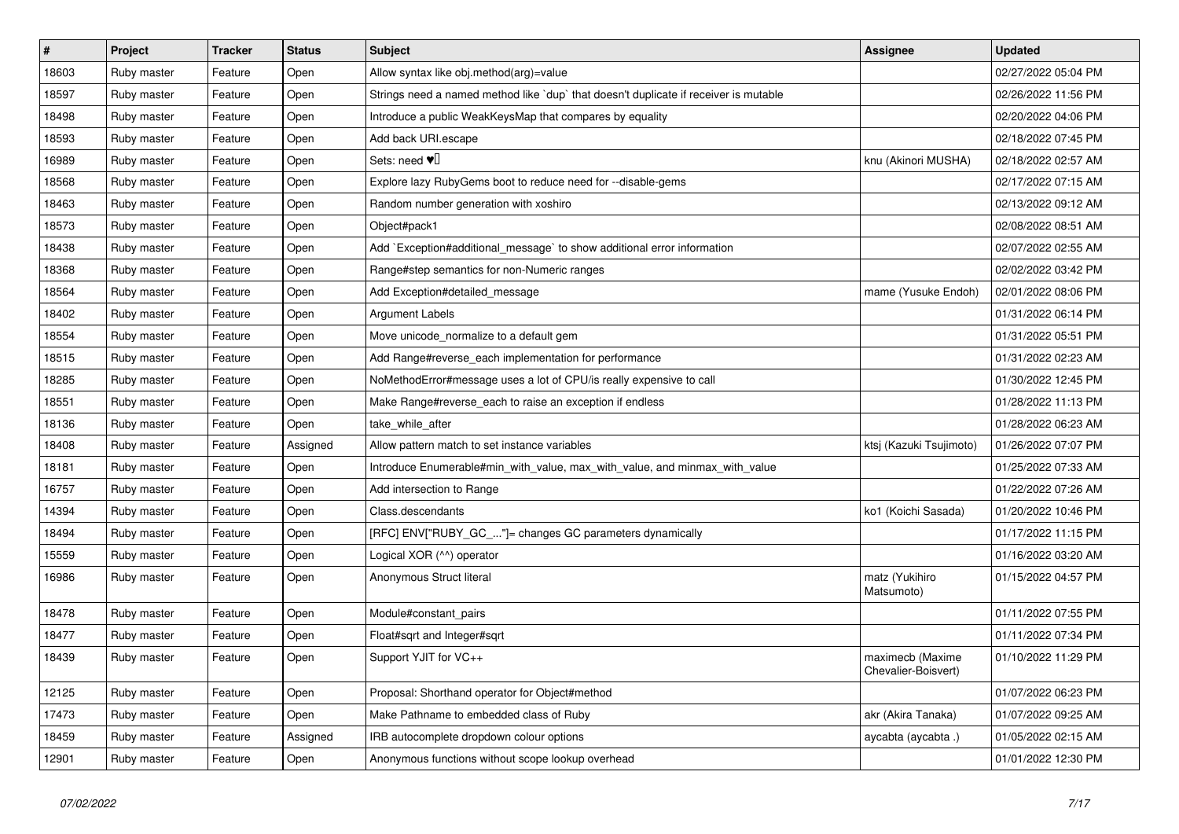| # | Project | Tracker | Status | Subject | Assignee | Updated |
|---|---|---|---|---|---|---|
| 18603 | Ruby master | Feature | Open | Allow syntax like obj.method(arg)=value | | 02/27/2022 05:04 PM |
| 18597 | Ruby master | Feature | Open | Strings need a named method like `dup` that doesn't duplicate if receiver is mutable | | 02/26/2022 11:56 PM |
| 18498 | Ruby master | Feature | Open | Introduce a public WeakKeysMap that compares by equality | | 02/20/2022 04:06 PM |
| 18593 | Ruby master | Feature | Open | Add back URI.escape | | 02/18/2022 07:45 PM |
| 16989 | Ruby master | Feature | Open | Sets: need ♥️ | knu (Akinori MUSHA) | 02/18/2022 02:57 AM |
| 18568 | Ruby master | Feature | Open | Explore lazy RubyGems boot to reduce need for --disable-gems | | 02/17/2022 07:15 AM |
| 18463 | Ruby master | Feature | Open | Random number generation with xoshiro | | 02/13/2022 09:12 AM |
| 18573 | Ruby master | Feature | Open | Object#pack1 | | 02/08/2022 08:51 AM |
| 18438 | Ruby master | Feature | Open | Add `Exception#additional_message` to show additional error information | | 02/07/2022 02:55 AM |
| 18368 | Ruby master | Feature | Open | Range#step semantics for non-Numeric ranges | | 02/02/2022 03:42 PM |
| 18564 | Ruby master | Feature | Open | Add Exception#detailed_message | mame (Yusuke Endoh) | 02/01/2022 08:06 PM |
| 18402 | Ruby master | Feature | Open | Argument Labels | | 01/31/2022 06:14 PM |
| 18554 | Ruby master | Feature | Open | Move unicode_normalize to a default gem | | 01/31/2022 05:51 PM |
| 18515 | Ruby master | Feature | Open | Add Range#reverse_each implementation for performance | | 01/31/2022 02:23 AM |
| 18285 | Ruby master | Feature | Open | NoMethodError#message uses a lot of CPU/is really expensive to call | | 01/30/2022 12:45 PM |
| 18551 | Ruby master | Feature | Open | Make Range#reverse_each to raise an exception if endless | | 01/28/2022 11:13 PM |
| 18136 | Ruby master | Feature | Open | take_while_after | | 01/28/2022 06:23 AM |
| 18408 | Ruby master | Feature | Assigned | Allow pattern match to set instance variables | ktsj (Kazuki Tsujimoto) | 01/26/2022 07:07 PM |
| 18181 | Ruby master | Feature | Open | Introduce Enumerable#min_with_value, max_with_value, and minmax_with_value | | 01/25/2022 07:33 AM |
| 16757 | Ruby master | Feature | Open | Add intersection to Range | | 01/22/2022 07:26 AM |
| 14394 | Ruby master | Feature | Open | Class.descendants | ko1 (Koichi Sasada) | 01/20/2022 10:46 PM |
| 18494 | Ruby master | Feature | Open | [RFC] ENV["RUBY_GC_..."]= changes GC parameters dynamically | | 01/17/2022 11:15 PM |
| 15559 | Ruby master | Feature | Open | Logical XOR (^^) operator | | 01/16/2022 03:20 AM |
| 16986 | Ruby master | Feature | Open | Anonymous Struct literal | matz (Yukihiro Matsumoto) | 01/15/2022 04:57 PM |
| 18478 | Ruby master | Feature | Open | Module#constant_pairs | | 01/11/2022 07:55 PM |
| 18477 | Ruby master | Feature | Open | Float#sqrt and Integer#sqrt | | 01/11/2022 07:34 PM |
| 18439 | Ruby master | Feature | Open | Support YJIT for VC++ | maximecb (Maxime Chevalier-Boisvert) | 01/10/2022 11:29 PM |
| 12125 | Ruby master | Feature | Open | Proposal: Shorthand operator for Object#method | | 01/07/2022 06:23 PM |
| 17473 | Ruby master | Feature | Open | Make Pathname to embedded class of Ruby | akr (Akira Tanaka) | 01/07/2022 09:25 AM |
| 18459 | Ruby master | Feature | Assigned | IRB autocomplete dropdown colour options | aycabta (aycabta .) | 01/05/2022 02:15 AM |
| 12901 | Ruby master | Feature | Open | Anonymous functions without scope lookup overhead | | 01/01/2022 12:30 PM |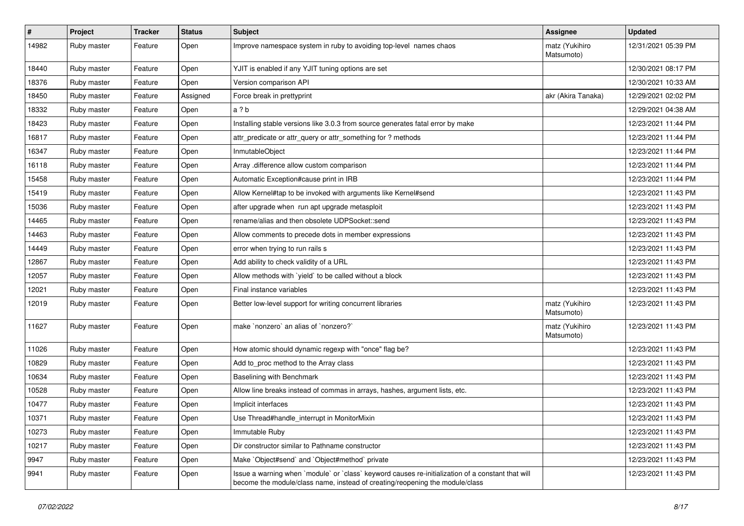| # | Project | Tracker | Status | Subject | Assignee | Updated |
|---|---|---|---|---|---|---|
| 14982 | Ruby master | Feature | Open | Improve namespace system in ruby to avoiding top-level names chaos | matz (Yukihiro Matsumoto) | 12/31/2021 05:39 PM |
| 18440 | Ruby master | Feature | Open | YJIT is enabled if any YJIT tuning options are set | | 12/30/2021 08:17 PM |
| 18376 | Ruby master | Feature | Open | Version comparison API | | 12/30/2021 10:33 AM |
| 18450 | Ruby master | Feature | Assigned | Force break in prettyprint | akr (Akira Tanaka) | 12/29/2021 02:02 PM |
| 18332 | Ruby master | Feature | Open | a ? b | | 12/29/2021 04:38 AM |
| 18423 | Ruby master | Feature | Open | Installing stable versions like 3.0.3 from source generates fatal error by make | | 12/23/2021 11:44 PM |
| 16817 | Ruby master | Feature | Open | attr_predicate or attr_query or attr_something for ? methods | | 12/23/2021 11:44 PM |
| 16347 | Ruby master | Feature | Open | InmutableObject | | 12/23/2021 11:44 PM |
| 16118 | Ruby master | Feature | Open | Array .difference allow custom comparison | | 12/23/2021 11:44 PM |
| 15458 | Ruby master | Feature | Open | Automatic Exception#cause print in IRB | | 12/23/2021 11:44 PM |
| 15419 | Ruby master | Feature | Open | Allow Kernel#tap to be invoked with arguments like Kernel#send | | 12/23/2021 11:43 PM |
| 15036 | Ruby master | Feature | Open | after upgrade when run apt upgrade metasploit | | 12/23/2021 11:43 PM |
| 14465 | Ruby master | Feature | Open | rename/alias and then obsolete UDPSocket::send | | 12/23/2021 11:43 PM |
| 14463 | Ruby master | Feature | Open | Allow comments to precede dots in member expressions | | 12/23/2021 11:43 PM |
| 14449 | Ruby master | Feature | Open | error when trying to run rails s | | 12/23/2021 11:43 PM |
| 12867 | Ruby master | Feature | Open | Add ability to check validity of a URL | | 12/23/2021 11:43 PM |
| 12057 | Ruby master | Feature | Open | Allow methods with `yield` to be called without a block | | 12/23/2021 11:43 PM |
| 12021 | Ruby master | Feature | Open | Final instance variables | | 12/23/2021 11:43 PM |
| 12019 | Ruby master | Feature | Open | Better low-level support for writing concurrent libraries | matz (Yukihiro Matsumoto) | 12/23/2021 11:43 PM |
| 11627 | Ruby master | Feature | Open | make `nonzero` an alias of `nonzero?` | matz (Yukihiro Matsumoto) | 12/23/2021 11:43 PM |
| 11026 | Ruby master | Feature | Open | How atomic should dynamic regexp with "once" flag be? | | 12/23/2021 11:43 PM |
| 10829 | Ruby master | Feature | Open | Add to_proc method to the Array class | | 12/23/2021 11:43 PM |
| 10634 | Ruby master | Feature | Open | Baselining with Benchmark | | 12/23/2021 11:43 PM |
| 10528 | Ruby master | Feature | Open | Allow line breaks instead of commas in arrays, hashes, argument lists, etc. | | 12/23/2021 11:43 PM |
| 10477 | Ruby master | Feature | Open | Implicit interfaces | | 12/23/2021 11:43 PM |
| 10371 | Ruby master | Feature | Open | Use Thread#handle_interrupt in MonitorMixin | | 12/23/2021 11:43 PM |
| 10273 | Ruby master | Feature | Open | Immutable Ruby | | 12/23/2021 11:43 PM |
| 10217 | Ruby master | Feature | Open | Dir constructor similar to Pathname constructor | | 12/23/2021 11:43 PM |
| 9947 | Ruby master | Feature | Open | Make `Object#send` and `Object#method` private | | 12/23/2021 11:43 PM |
| 9941 | Ruby master | Feature | Open | Issue a warning when `module` or `class` keyword causes re-initialization of a constant that will become the module/class name, instead of creating/reopening the module/class | | 12/23/2021 11:43 PM |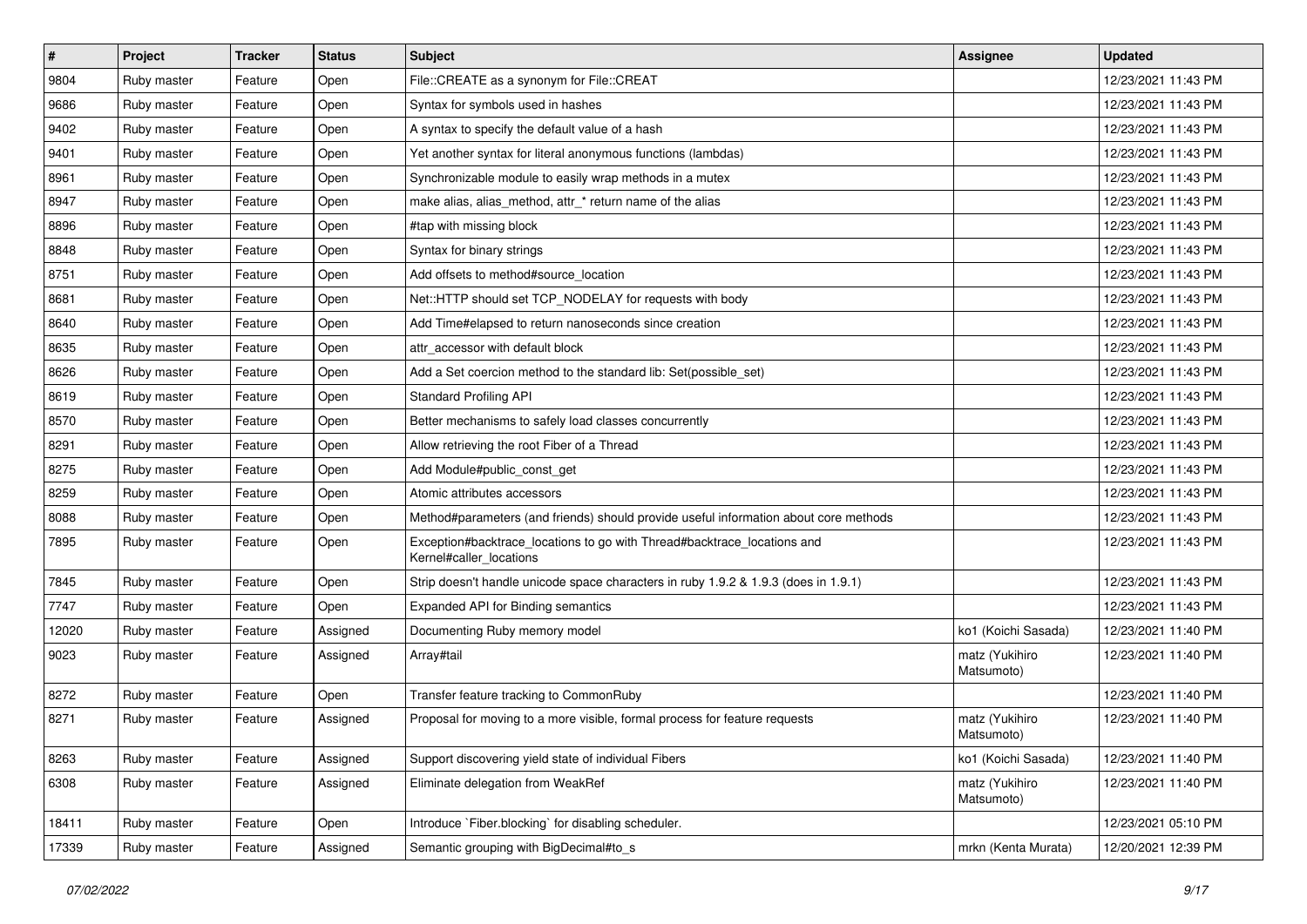| # | Project | Tracker | Status | Subject | Assignee | Updated |
| --- | --- | --- | --- | --- | --- | --- |
| 9804 | Ruby master | Feature | Open | File::CREATE as a synonym for File::CREAT | | 12/23/2021 11:43 PM |
| 9686 | Ruby master | Feature | Open | Syntax for symbols used in hashes | | 12/23/2021 11:43 PM |
| 9402 | Ruby master | Feature | Open | A syntax to specify the default value of a hash | | 12/23/2021 11:43 PM |
| 9401 | Ruby master | Feature | Open | Yet another syntax for literal anonymous functions (lambdas) | | 12/23/2021 11:43 PM |
| 8961 | Ruby master | Feature | Open | Synchronizable module to easily wrap methods in a mutex | | 12/23/2021 11:43 PM |
| 8947 | Ruby master | Feature | Open | make alias, alias_method, attr_* return name of the alias | | 12/23/2021 11:43 PM |
| 8896 | Ruby master | Feature | Open | #tap with missing block | | 12/23/2021 11:43 PM |
| 8848 | Ruby master | Feature | Open | Syntax for binary strings | | 12/23/2021 11:43 PM |
| 8751 | Ruby master | Feature | Open | Add offsets to method#source_location | | 12/23/2021 11:43 PM |
| 8681 | Ruby master | Feature | Open | Net::HTTP should set TCP_NODELAY for requests with body | | 12/23/2021 11:43 PM |
| 8640 | Ruby master | Feature | Open | Add Time#elapsed to return nanoseconds since creation | | 12/23/2021 11:43 PM |
| 8635 | Ruby master | Feature | Open | attr_accessor with default block | | 12/23/2021 11:43 PM |
| 8626 | Ruby master | Feature | Open | Add a Set coercion method to the standard lib: Set(possible_set) | | 12/23/2021 11:43 PM |
| 8619 | Ruby master | Feature | Open | Standard Profiling API | | 12/23/2021 11:43 PM |
| 8570 | Ruby master | Feature | Open | Better mechanisms to safely load classes concurrently | | 12/23/2021 11:43 PM |
| 8291 | Ruby master | Feature | Open | Allow retrieving the root Fiber of a Thread | | 12/23/2021 11:43 PM |
| 8275 | Ruby master | Feature | Open | Add Module#public_const_get | | 12/23/2021 11:43 PM |
| 8259 | Ruby master | Feature | Open | Atomic attributes accessors | | 12/23/2021 11:43 PM |
| 8088 | Ruby master | Feature | Open | Method#parameters (and friends) should provide useful information about core methods | | 12/23/2021 11:43 PM |
| 7895 | Ruby master | Feature | Open | Exception#backtrace_locations to go with Thread#backtrace_locations and Kernel#caller_locations | | 12/23/2021 11:43 PM |
| 7845 | Ruby master | Feature | Open | Strip doesn't handle unicode space characters in ruby 1.9.2 & 1.9.3 (does in 1.9.1) | | 12/23/2021 11:43 PM |
| 7747 | Ruby master | Feature | Open | Expanded API for Binding semantics | | 12/23/2021 11:43 PM |
| 12020 | Ruby master | Feature | Assigned | Documenting Ruby memory model | ko1 (Koichi Sasada) | 12/23/2021 11:40 PM |
| 9023 | Ruby master | Feature | Assigned | Array#tail | matz (Yukihiro Matsumoto) | 12/23/2021 11:40 PM |
| 8272 | Ruby master | Feature | Open | Transfer feature tracking to CommonRuby | | 12/23/2021 11:40 PM |
| 8271 | Ruby master | Feature | Assigned | Proposal for moving to a more visible, formal process for feature requests | matz (Yukihiro Matsumoto) | 12/23/2021 11:40 PM |
| 8263 | Ruby master | Feature | Assigned | Support discovering yield state of individual Fibers | ko1 (Koichi Sasada) | 12/23/2021 11:40 PM |
| 6308 | Ruby master | Feature | Assigned | Eliminate delegation from WeakRef | matz (Yukihiro Matsumoto) | 12/23/2021 11:40 PM |
| 18411 | Ruby master | Feature | Open | Introduce `Fiber.blocking` for disabling scheduler. | | 12/23/2021 05:10 PM |
| 17339 | Ruby master | Feature | Assigned | Semantic grouping with BigDecimal#to_s | mrkn (Kenta Murata) | 12/20/2021 12:39 PM |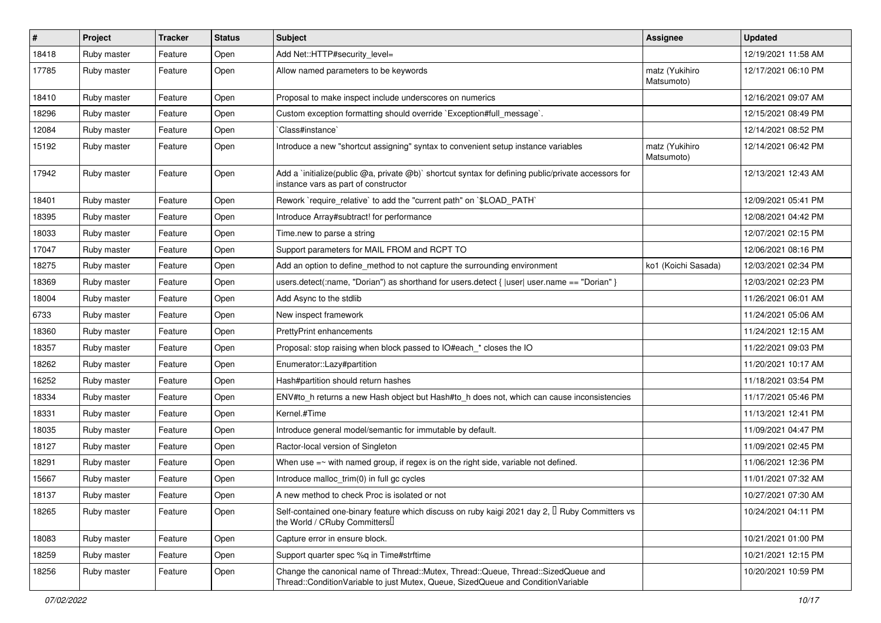| # | Project | Tracker | Status | Subject | Assignee | Updated |
|---|---|---|---|---|---|---|
| 18418 | Ruby master | Feature | Open | Add Net::HTTP#security_level= | | 12/19/2021 11:58 AM |
| 17785 | Ruby master | Feature | Open | Allow named parameters to be keywords | matz (Yukihiro Matsumoto) | 12/17/2021 06:10 PM |
| 18410 | Ruby master | Feature | Open | Proposal to make inspect include underscores on numerics | | 12/16/2021 09:07 AM |
| 18296 | Ruby master | Feature | Open | Custom exception formatting should override `Exception#full_message`. | | 12/15/2021 08:49 PM |
| 12084 | Ruby master | Feature | Open | `Class#instance` | | 12/14/2021 08:52 PM |
| 15192 | Ruby master | Feature | Open | Introduce a new "shortcut assigning" syntax to convenient setup instance variables | matz (Yukihiro Matsumoto) | 12/14/2021 06:42 PM |
| 17942 | Ruby master | Feature | Open | Add a `initialize(public @a, private @b)` shortcut syntax for defining public/private accessors for instance vars as part of constructor | | 12/13/2021 12:43 AM |
| 18401 | Ruby master | Feature | Open | Rework `require_relative` to add the "current path" on `$LOAD_PATH` | | 12/09/2021 05:41 PM |
| 18395 | Ruby master | Feature | Open | Introduce Array#subtract! for performance | | 12/08/2021 04:42 PM |
| 18033 | Ruby master | Feature | Open | Time.new to parse a string | | 12/07/2021 02:15 PM |
| 17047 | Ruby master | Feature | Open | Support parameters for MAIL FROM and RCPT TO | | 12/06/2021 08:16 PM |
| 18275 | Ruby master | Feature | Open | Add an option to define_method to not capture the surrounding environment | ko1 (Koichi Sasada) | 12/03/2021 02:34 PM |
| 18369 | Ruby master | Feature | Open | users.detect(:name, "Dorian") as shorthand for users.detect { \|user\| user.name == "Dorian" } | | 12/03/2021 02:23 PM |
| 18004 | Ruby master | Feature | Open | Add Async to the stdlib | | 11/26/2021 06:01 AM |
| 6733 | Ruby master | Feature | Open | New inspect framework | | 11/24/2021 05:06 AM |
| 18360 | Ruby master | Feature | Open | PrettyPrint enhancements | | 11/24/2021 12:15 AM |
| 18357 | Ruby master | Feature | Open | Proposal: stop raising when block passed to IO#each_* closes the IO | | 11/22/2021 09:03 PM |
| 18262 | Ruby master | Feature | Open | Enumerator::Lazy#partition | | 11/20/2021 10:17 AM |
| 16252 | Ruby master | Feature | Open | Hash#partition should return hashes | | 11/18/2021 03:54 PM |
| 18334 | Ruby master | Feature | Open | ENV#to_h returns a new Hash object but Hash#to_h does not, which can cause inconsistencies | | 11/17/2021 05:46 PM |
| 18331 | Ruby master | Feature | Open | Kernel.#Time | | 11/13/2021 12:41 PM |
| 18035 | Ruby master | Feature | Open | Introduce general model/semantic for immutable by default. | | 11/09/2021 04:47 PM |
| 18127 | Ruby master | Feature | Open | Ractor-local version of Singleton | | 11/09/2021 02:45 PM |
| 18291 | Ruby master | Feature | Open | When use =~ with named group, if regex is on the right side, variable not defined. | | 11/06/2021 12:36 PM |
| 15667 | Ruby master | Feature | Open | Introduce malloc_trim(0) in full gc cycles | | 11/01/2021 07:32 AM |
| 18137 | Ruby master | Feature | Open | A new method to check Proc is isolated or not | | 10/27/2021 07:30 AM |
| 18265 | Ruby master | Feature | Open | Self-contained one-binary feature which discuss on ruby kaigi 2021 day 2, 「Ruby Committers vs the World / CRuby Committers」 | | 10/24/2021 04:11 PM |
| 18083 | Ruby master | Feature | Open | Capture error in ensure block. | | 10/21/2021 01:00 PM |
| 18259 | Ruby master | Feature | Open | Support quarter spec %q in Time#strftime | | 10/21/2021 12:15 PM |
| 18256 | Ruby master | Feature | Open | Change the canonical name of Thread::Mutex, Thread::Queue, Thread::SizedQueue and Thread::ConditionVariable to just Mutex, Queue, SizedQueue and ConditionVariable | | 10/20/2021 10:59 PM |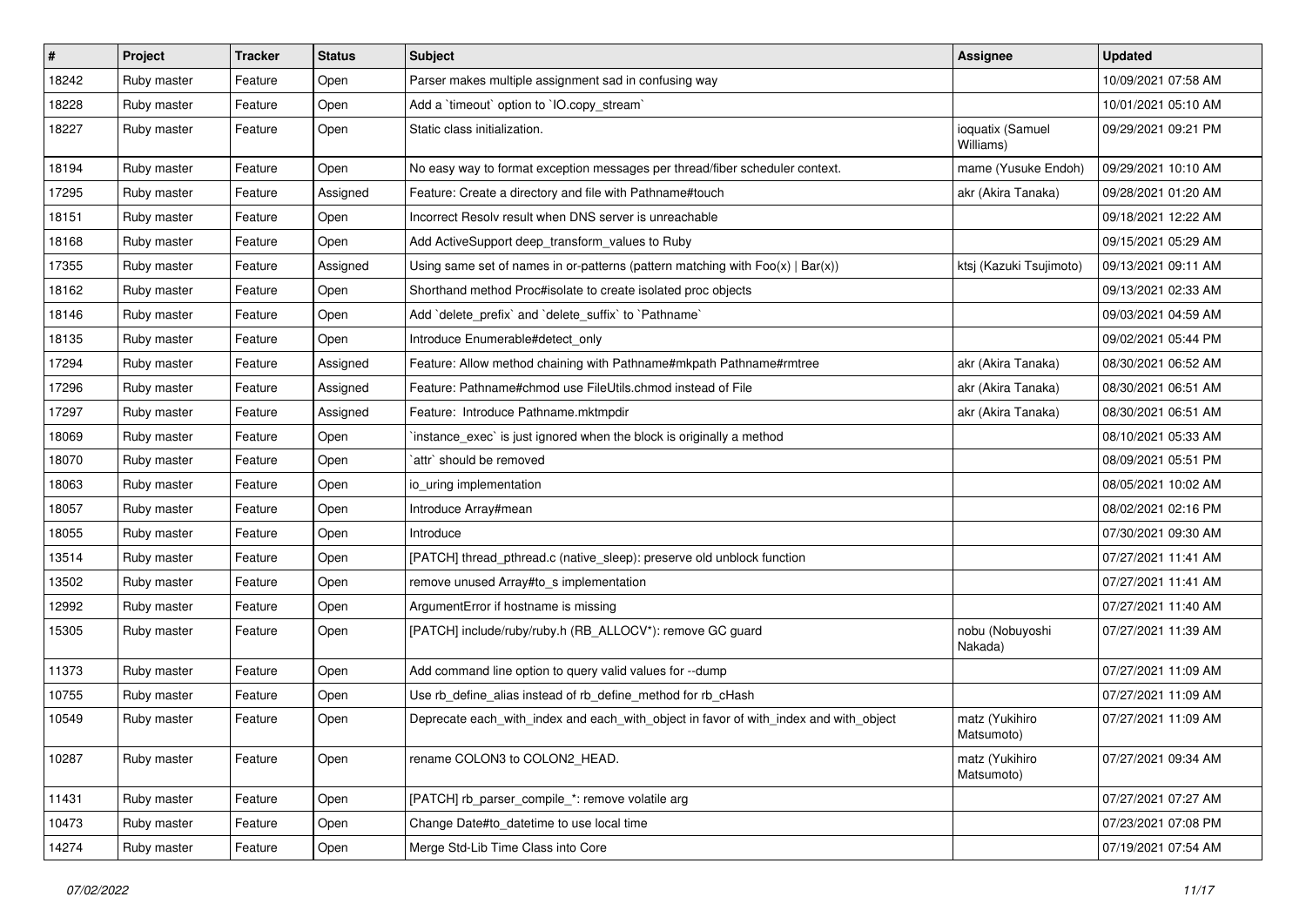| # | Project | Tracker | Status | Subject | Assignee | Updated |
|---|---|---|---|---|---|---|
| 18242 | Ruby master | Feature | Open | Parser makes multiple assignment sad in confusing way | | 10/09/2021 07:58 AM |
| 18228 | Ruby master | Feature | Open | Add a `timeout` option to `IO.copy_stream` | | 10/01/2021 05:10 AM |
| 18227 | Ruby master | Feature | Open | Static class initialization. | ioquatix (Samuel Williams) | 09/29/2021 09:21 PM |
| 18194 | Ruby master | Feature | Open | No easy way to format exception messages per thread/fiber scheduler context. | mame (Yusuke Endoh) | 09/29/2021 10:10 AM |
| 17295 | Ruby master | Feature | Assigned | Feature: Create a directory and file with Pathname#touch | akr (Akira Tanaka) | 09/28/2021 01:20 AM |
| 18151 | Ruby master | Feature | Open | Incorrect Resolv result when DNS server is unreachable | | 09/18/2021 12:22 AM |
| 18168 | Ruby master | Feature | Open | Add ActiveSupport deep_transform_values to Ruby | | 09/15/2021 05:29 AM |
| 17355 | Ruby master | Feature | Assigned | Using same set of names in or-patterns (pattern matching with Foo(x) \| Bar(x)) | ktsj (Kazuki Tsujimoto) | 09/13/2021 09:11 AM |
| 18162 | Ruby master | Feature | Open | Shorthand method Proc#isolate to create isolated proc objects | | 09/13/2021 02:33 AM |
| 18146 | Ruby master | Feature | Open | Add `delete_prefix` and `delete_suffix` to `Pathname` | | 09/03/2021 04:59 AM |
| 18135 | Ruby master | Feature | Open | Introduce Enumerable#detect_only | | 09/02/2021 05:44 PM |
| 17294 | Ruby master | Feature | Assigned | Feature: Allow method chaining with Pathname#mkpath Pathname#rmtree | akr (Akira Tanaka) | 08/30/2021 06:52 AM |
| 17296 | Ruby master | Feature | Assigned | Feature: Pathname#chmod use FileUtils.chmod instead of File | akr (Akira Tanaka) | 08/30/2021 06:51 AM |
| 17297 | Ruby master | Feature | Assigned | Feature: Introduce Pathname.mktmpdir | akr (Akira Tanaka) | 08/30/2021 06:51 AM |
| 18069 | Ruby master | Feature | Open | `instance_exec` is just ignored when the block is originally a method | | 08/10/2021 05:33 AM |
| 18070 | Ruby master | Feature | Open | `attr` should be removed | | 08/09/2021 05:51 PM |
| 18063 | Ruby master | Feature | Open | io_uring implementation | | 08/05/2021 10:02 AM |
| 18057 | Ruby master | Feature | Open | Introduce Array#mean | | 08/02/2021 02:16 PM |
| 18055 | Ruby master | Feature | Open | Introduce | | 07/30/2021 09:30 AM |
| 13514 | Ruby master | Feature | Open | [PATCH] thread_pthread.c (native_sleep): preserve old unblock function | | 07/27/2021 11:41 AM |
| 13502 | Ruby master | Feature | Open | remove unused Array#to_s implementation | | 07/27/2021 11:41 AM |
| 12992 | Ruby master | Feature | Open | ArgumentError if hostname is missing | | 07/27/2021 11:40 AM |
| 15305 | Ruby master | Feature | Open | [PATCH] include/ruby/ruby.h (RB_ALLOCV*): remove GC guard | nobu (Nobuyoshi Nakada) | 07/27/2021 11:39 AM |
| 11373 | Ruby master | Feature | Open | Add command line option to query valid values for --dump | | 07/27/2021 11:09 AM |
| 10755 | Ruby master | Feature | Open | Use rb_define_alias instead of rb_define_method for rb_cHash | | 07/27/2021 11:09 AM |
| 10549 | Ruby master | Feature | Open | Deprecate each_with_index and each_with_object in favor of with_index and with_object | matz (Yukihiro Matsumoto) | 07/27/2021 11:09 AM |
| 10287 | Ruby master | Feature | Open | rename COLON3 to COLON2_HEAD. | matz (Yukihiro Matsumoto) | 07/27/2021 09:34 AM |
| 11431 | Ruby master | Feature | Open | [PATCH] rb_parser_compile_*: remove volatile arg | | 07/27/2021 07:27 AM |
| 10473 | Ruby master | Feature | Open | Change Date#to_datetime to use local time | | 07/23/2021 07:08 PM |
| 14274 | Ruby master | Feature | Open | Merge Std-Lib Time Class into Core | | 07/19/2021 07:54 AM |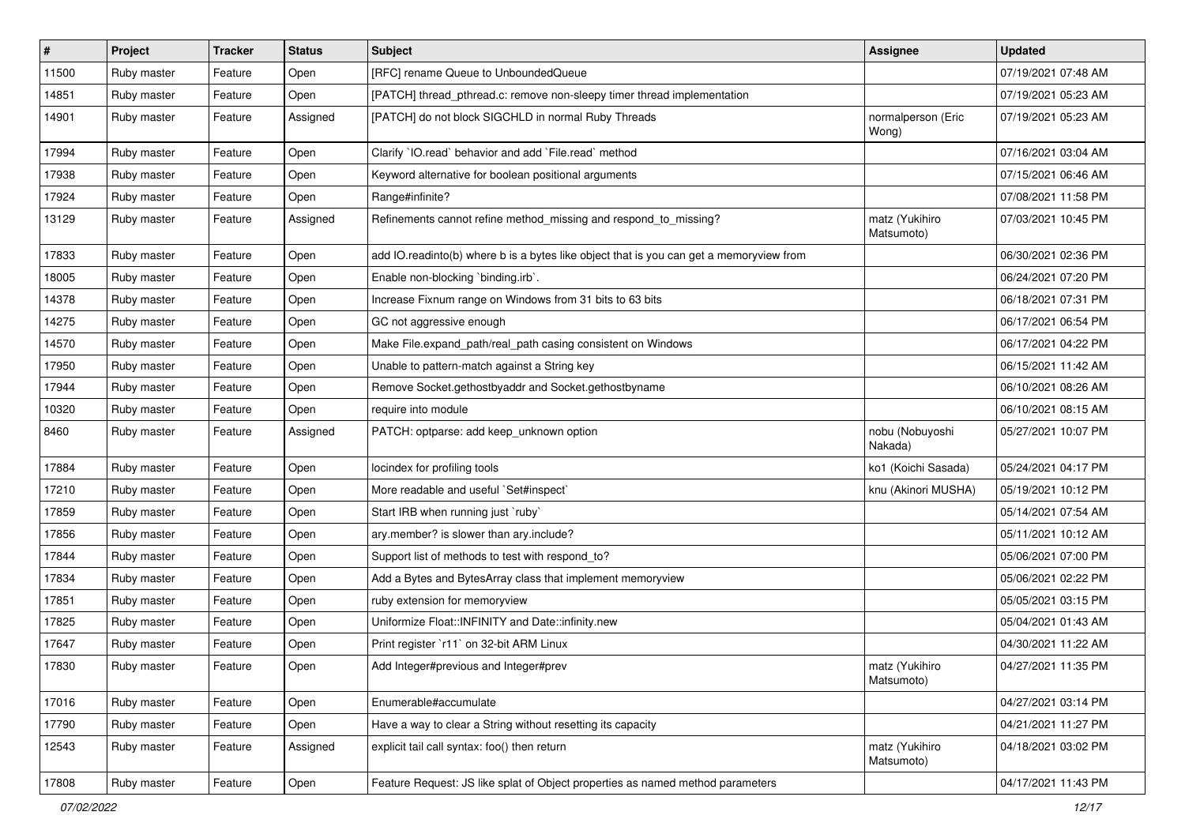| # | Project | Tracker | Status | Subject | Assignee | Updated |
|---|---|---|---|---|---|---|
| 11500 | Ruby master | Feature | Open | [RFC] rename Queue to UnboundedQueue | | 07/19/2021 07:48 AM |
| 14851 | Ruby master | Feature | Open | [PATCH] thread_pthread.c: remove non-sleepy timer thread implementation | | 07/19/2021 05:23 AM |
| 14901 | Ruby master | Feature | Assigned | [PATCH] do not block SIGCHLD in normal Ruby Threads | normalperson (Eric Wong) | 07/19/2021 05:23 AM |
| 17994 | Ruby master | Feature | Open | Clarify `IO.read` behavior and add `File.read` method | | 07/16/2021 03:04 AM |
| 17938 | Ruby master | Feature | Open | Keyword alternative for boolean positional arguments | | 07/15/2021 06:46 AM |
| 17924 | Ruby master | Feature | Open | Range#infinite? | | 07/08/2021 11:58 PM |
| 13129 | Ruby master | Feature | Assigned | Refinements cannot refine method_missing and respond_to_missing? | matz (Yukihiro Matsumoto) | 07/03/2021 10:45 PM |
| 17833 | Ruby master | Feature | Open | add IO.readinto(b) where b is a bytes like object that is you can get a memoryview from | | 06/30/2021 02:36 PM |
| 18005 | Ruby master | Feature | Open | Enable non-blocking `binding.irb`. | | 06/24/2021 07:20 PM |
| 14378 | Ruby master | Feature | Open | Increase Fixnum range on Windows from 31 bits to 63 bits | | 06/18/2021 07:31 PM |
| 14275 | Ruby master | Feature | Open | GC not aggressive enough | | 06/17/2021 06:54 PM |
| 14570 | Ruby master | Feature | Open | Make File.expand_path/real_path casing consistent on Windows | | 06/17/2021 04:22 PM |
| 17950 | Ruby master | Feature | Open | Unable to pattern-match against a String key | | 06/15/2021 11:42 AM |
| 17944 | Ruby master | Feature | Open | Remove Socket.gethostbyaddr and Socket.gethostbyname | | 06/10/2021 08:26 AM |
| 10320 | Ruby master | Feature | Open | require into module | | 06/10/2021 08:15 AM |
| 8460 | Ruby master | Feature | Assigned | PATCH: optparse: add keep_unknown option | nobu (Nobuyoshi Nakada) | 05/27/2021 10:07 PM |
| 17884 | Ruby master | Feature | Open | locindex for profiling tools | ko1 (Koichi Sasada) | 05/24/2021 04:17 PM |
| 17210 | Ruby master | Feature | Open | More readable and useful `Set#inspect` | knu (Akinori MUSHA) | 05/19/2021 10:12 PM |
| 17859 | Ruby master | Feature | Open | Start IRB when running just `ruby` | | 05/14/2021 07:54 AM |
| 17856 | Ruby master | Feature | Open | ary.member? is slower than ary.include? | | 05/11/2021 10:12 AM |
| 17844 | Ruby master | Feature | Open | Support list of methods to test with respond_to? | | 05/06/2021 07:00 PM |
| 17834 | Ruby master | Feature | Open | Add a Bytes and BytesArray class that implement memoryview | | 05/06/2021 02:22 PM |
| 17851 | Ruby master | Feature | Open | ruby extension for memoryview | | 05/05/2021 03:15 PM |
| 17825 | Ruby master | Feature | Open | Uniformize Float::INFINITY and Date::infinity.new | | 05/04/2021 01:43 AM |
| 17647 | Ruby master | Feature | Open | Print register `r11` on 32-bit ARM Linux | | 04/30/2021 11:22 AM |
| 17830 | Ruby master | Feature | Open | Add Integer#previous and Integer#prev | matz (Yukihiro Matsumoto) | 04/27/2021 11:35 PM |
| 17016 | Ruby master | Feature | Open | Enumerable#accumulate | | 04/27/2021 03:14 PM |
| 17790 | Ruby master | Feature | Open | Have a way to clear a String without resetting its capacity | | 04/21/2021 11:27 PM |
| 12543 | Ruby master | Feature | Assigned | explicit tail call syntax: foo() then return | matz (Yukihiro Matsumoto) | 04/18/2021 03:02 PM |
| 17808 | Ruby master | Feature | Open | Feature Request: JS like splat of Object properties as named method parameters | | 04/17/2021 11:43 PM |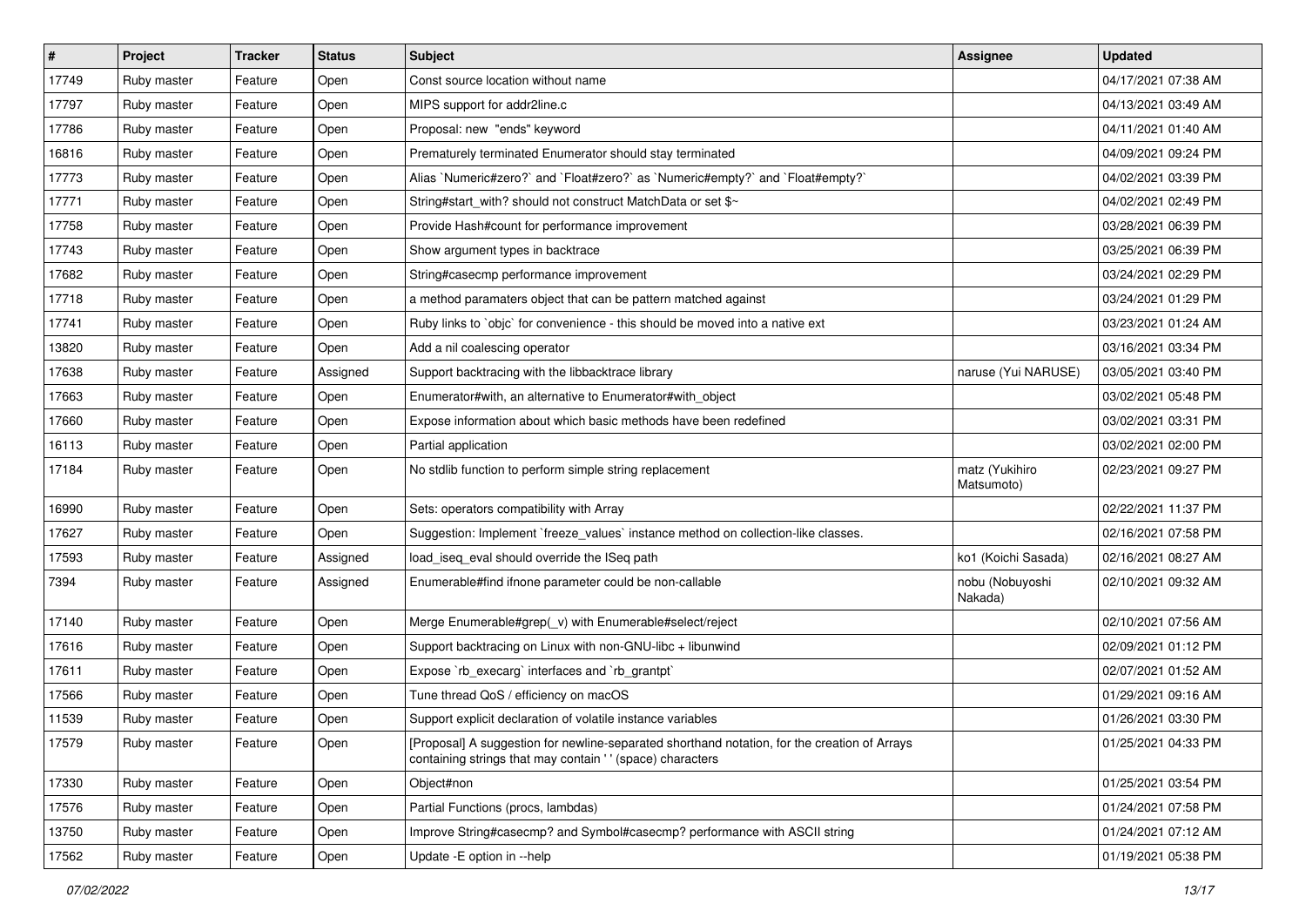| # | Project | Tracker | Status | Subject | Assignee | Updated |
| --- | --- | --- | --- | --- | --- | --- |
| 17749 | Ruby master | Feature | Open | Const source location without name | | 04/17/2021 07:38 AM |
| 17797 | Ruby master | Feature | Open | MIPS support for addr2line.c | | 04/13/2021 03:49 AM |
| 17786 | Ruby master | Feature | Open | Proposal: new  "ends" keyword | | 04/11/2021 01:40 AM |
| 16816 | Ruby master | Feature | Open | Prematurely terminated Enumerator should stay terminated | | 04/09/2021 09:24 PM |
| 17773 | Ruby master | Feature | Open | Alias `Numeric#zero?` and `Float#zero?` as `Numeric#empty?` and `Float#empty?` | | 04/02/2021 03:39 PM |
| 17771 | Ruby master | Feature | Open | String#start_with? should not construct MatchData or set $~ | | 04/02/2021 02:49 PM |
| 17758 | Ruby master | Feature | Open | Provide Hash#count for performance improvement | | 03/28/2021 06:39 PM |
| 17743 | Ruby master | Feature | Open | Show argument types in backtrace | | 03/25/2021 06:39 PM |
| 17682 | Ruby master | Feature | Open | String#casecmp performance improvement | | 03/24/2021 02:29 PM |
| 17718 | Ruby master | Feature | Open | a method paramaters object that can be pattern matched against | | 03/24/2021 01:29 PM |
| 17741 | Ruby master | Feature | Open | Ruby links to `objc` for convenience - this should be moved into a native ext | | 03/23/2021 01:24 AM |
| 13820 | Ruby master | Feature | Open | Add a nil coalescing operator | | 03/16/2021 03:34 PM |
| 17638 | Ruby master | Feature | Assigned | Support backtracing with the libbacktrace library | naruse (Yui NARUSE) | 03/05/2021 03:40 PM |
| 17663 | Ruby master | Feature | Open | Enumerator#with, an alternative to Enumerator#with_object | | 03/02/2021 05:48 PM |
| 17660 | Ruby master | Feature | Open | Expose information about which basic methods have been redefined | | 03/02/2021 03:31 PM |
| 16113 | Ruby master | Feature | Open | Partial application | | 03/02/2021 02:00 PM |
| 17184 | Ruby master | Feature | Open | No stdlib function to perform simple string replacement | matz (Yukihiro Matsumoto) | 02/23/2021 09:27 PM |
| 16990 | Ruby master | Feature | Open | Sets: operators compatibility with Array | | 02/22/2021 11:37 PM |
| 17627 | Ruby master | Feature | Open | Suggestion: Implement `freeze_values` instance method on collection-like classes. | | 02/16/2021 07:58 PM |
| 17593 | Ruby master | Feature | Assigned | load_iseq_eval should override the ISeq path | ko1 (Koichi Sasada) | 02/16/2021 08:27 AM |
| 7394 | Ruby master | Feature | Assigned | Enumerable#find ifnone parameter could be non-callable | nobu (Nobuyoshi Nakada) | 02/10/2021 09:32 AM |
| 17140 | Ruby master | Feature | Open | Merge Enumerable#grep(_v) with Enumerable#select/reject | | 02/10/2021 07:56 AM |
| 17616 | Ruby master | Feature | Open | Support backtracing on Linux with non-GNU-libc + libunwind | | 02/09/2021 01:12 PM |
| 17611 | Ruby master | Feature | Open | Expose `rb_execarg` interfaces and `rb_grantpt` | | 02/07/2021 01:52 AM |
| 17566 | Ruby master | Feature | Open | Tune thread QoS / efficiency on macOS | | 01/29/2021 09:16 AM |
| 11539 | Ruby master | Feature | Open | Support explicit declaration of volatile instance variables | | 01/26/2021 03:30 PM |
| 17579 | Ruby master | Feature | Open | [Proposal] A suggestion for newline-separated shorthand notation, for the creation of Arrays containing strings that may contain ' ' (space) characters | | 01/25/2021 04:33 PM |
| 17330 | Ruby master | Feature | Open | Object#non | | 01/25/2021 03:54 PM |
| 17576 | Ruby master | Feature | Open | Partial Functions (procs, lambdas) | | 01/24/2021 07:58 PM |
| 13750 | Ruby master | Feature | Open | Improve String#casecmp? and Symbol#casecmp? performance with ASCII string | | 01/24/2021 07:12 AM |
| 17562 | Ruby master | Feature | Open | Update -E option in --help | | 01/19/2021 05:38 PM |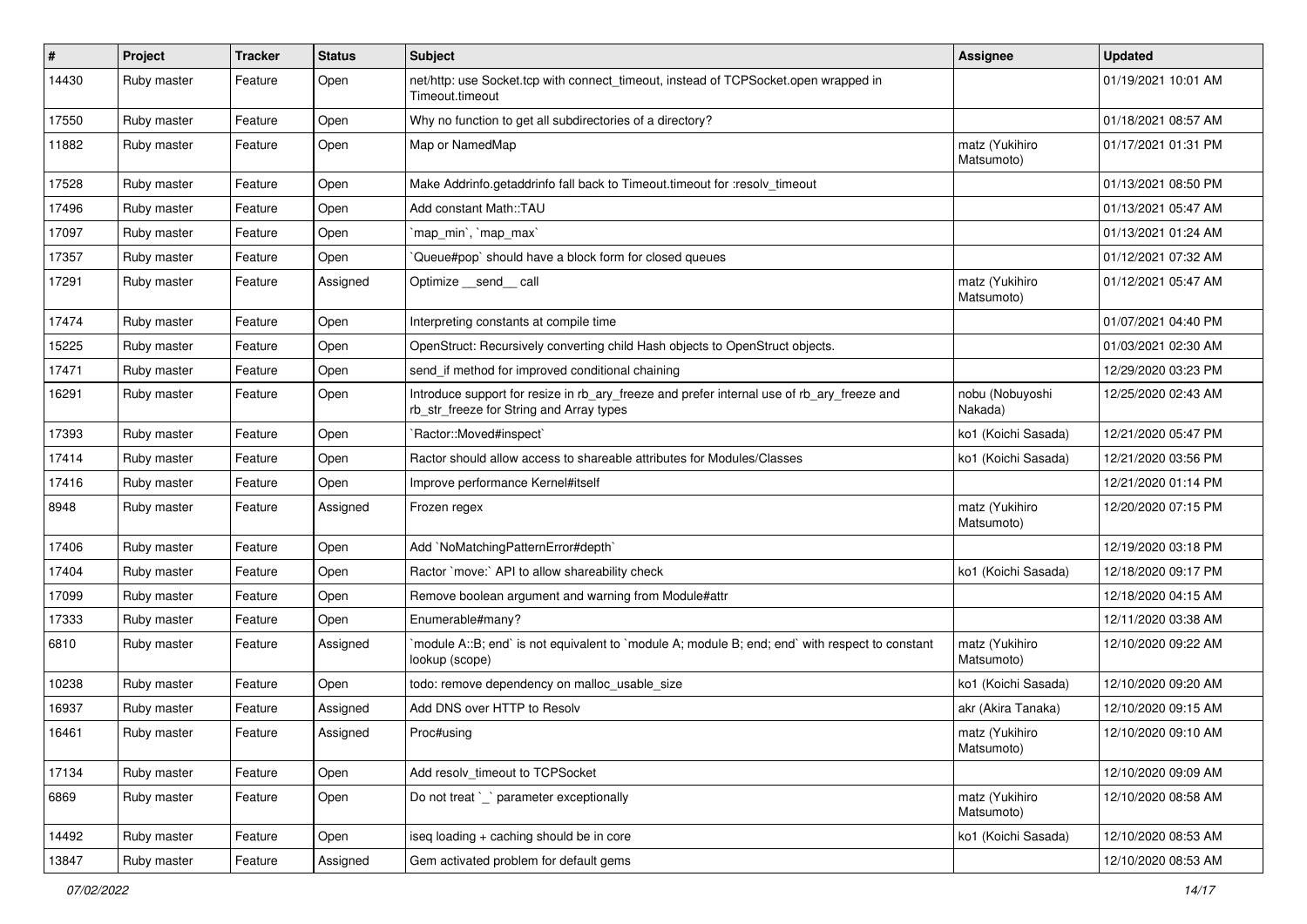| # | Project | Tracker | Status | Subject | Assignee | Updated |
|---|---|---|---|---|---|---|
| 14430 | Ruby master | Feature | Open | net/http: use Socket.tcp with connect_timeout, instead of TCPSocket.open wrapped in Timeout.timeout | | 01/19/2021 10:01 AM |
| 17550 | Ruby master | Feature | Open | Why no function to get all subdirectories of a directory? | | 01/18/2021 08:57 AM |
| 11882 | Ruby master | Feature | Open | Map or NamedMap | matz (Yukihiro Matsumoto) | 01/17/2021 01:31 PM |
| 17528 | Ruby master | Feature | Open | Make Addrinfo.getaddrinfo fall back to Timeout.timeout for :resolv_timeout | | 01/13/2021 08:50 PM |
| 17496 | Ruby master | Feature | Open | Add constant Math::TAU | | 01/13/2021 05:47 AM |
| 17097 | Ruby master | Feature | Open | `map_min`, `map_max` | | 01/13/2021 01:24 AM |
| 17357 | Ruby master | Feature | Open | `Queue#pop` should have a block form for closed queues | | 01/12/2021 07:32 AM |
| 17291 | Ruby master | Feature | Assigned | Optimize __send__ call | matz (Yukihiro Matsumoto) | 01/12/2021 05:47 AM |
| 17474 | Ruby master | Feature | Open | Interpreting constants at compile time | | 01/07/2021 04:40 PM |
| 15225 | Ruby master | Feature | Open | OpenStruct: Recursively converting child Hash objects to OpenStruct objects. | | 01/03/2021 02:30 AM |
| 17471 | Ruby master | Feature | Open | send_if method for improved conditional chaining | | 12/29/2020 03:23 PM |
| 16291 | Ruby master | Feature | Open | Introduce support for resize in rb_ary_freeze and prefer internal use of rb_ary_freeze and rb_str_freeze for String and Array types | nobu (Nobuyoshi Nakada) | 12/25/2020 02:43 AM |
| 17393 | Ruby master | Feature | Open | `Ractor::Moved#inspect` | ko1 (Koichi Sasada) | 12/21/2020 05:47 PM |
| 17414 | Ruby master | Feature | Open | Ractor should allow access to shareable attributes for Modules/Classes | ko1 (Koichi Sasada) | 12/21/2020 03:56 PM |
| 17416 | Ruby master | Feature | Open | Improve performance Kernel#itself | | 12/21/2020 01:14 PM |
| 8948 | Ruby master | Feature | Assigned | Frozen regex | matz (Yukihiro Matsumoto) | 12/20/2020 07:15 PM |
| 17406 | Ruby master | Feature | Open | Add `NoMatchingPatternError#depth` | | 12/19/2020 03:18 PM |
| 17404 | Ruby master | Feature | Open | Ractor `move:` API to allow shareability check | ko1 (Koichi Sasada) | 12/18/2020 09:17 PM |
| 17099 | Ruby master | Feature | Open | Remove boolean argument and warning from Module#attr | | 12/18/2020 04:15 AM |
| 17333 | Ruby master | Feature | Open | Enumerable#many? | | 12/11/2020 03:38 AM |
| 6810 | Ruby master | Feature | Assigned | `module A::B; end` is not equivalent to `module A; module B; end; end` with respect to constant lookup (scope) | matz (Yukihiro Matsumoto) | 12/10/2020 09:22 AM |
| 10238 | Ruby master | Feature | Open | todo: remove dependency on malloc_usable_size | ko1 (Koichi Sasada) | 12/10/2020 09:20 AM |
| 16937 | Ruby master | Feature | Assigned | Add DNS over HTTP to Resolv | akr (Akira Tanaka) | 12/10/2020 09:15 AM |
| 16461 | Ruby master | Feature | Assigned | Proc#using | matz (Yukihiro Matsumoto) | 12/10/2020 09:10 AM |
| 17134 | Ruby master | Feature | Open | Add resolv_timeout to TCPSocket | | 12/10/2020 09:09 AM |
| 6869 | Ruby master | Feature | Open | Do not treat `_` parameter exceptionally | matz (Yukihiro Matsumoto) | 12/10/2020 08:58 AM |
| 14492 | Ruby master | Feature | Open | iseq loading + caching should be in core | ko1 (Koichi Sasada) | 12/10/2020 08:53 AM |
| 13847 | Ruby master | Feature | Assigned | Gem activated problem for default gems | | 12/10/2020 08:53 AM |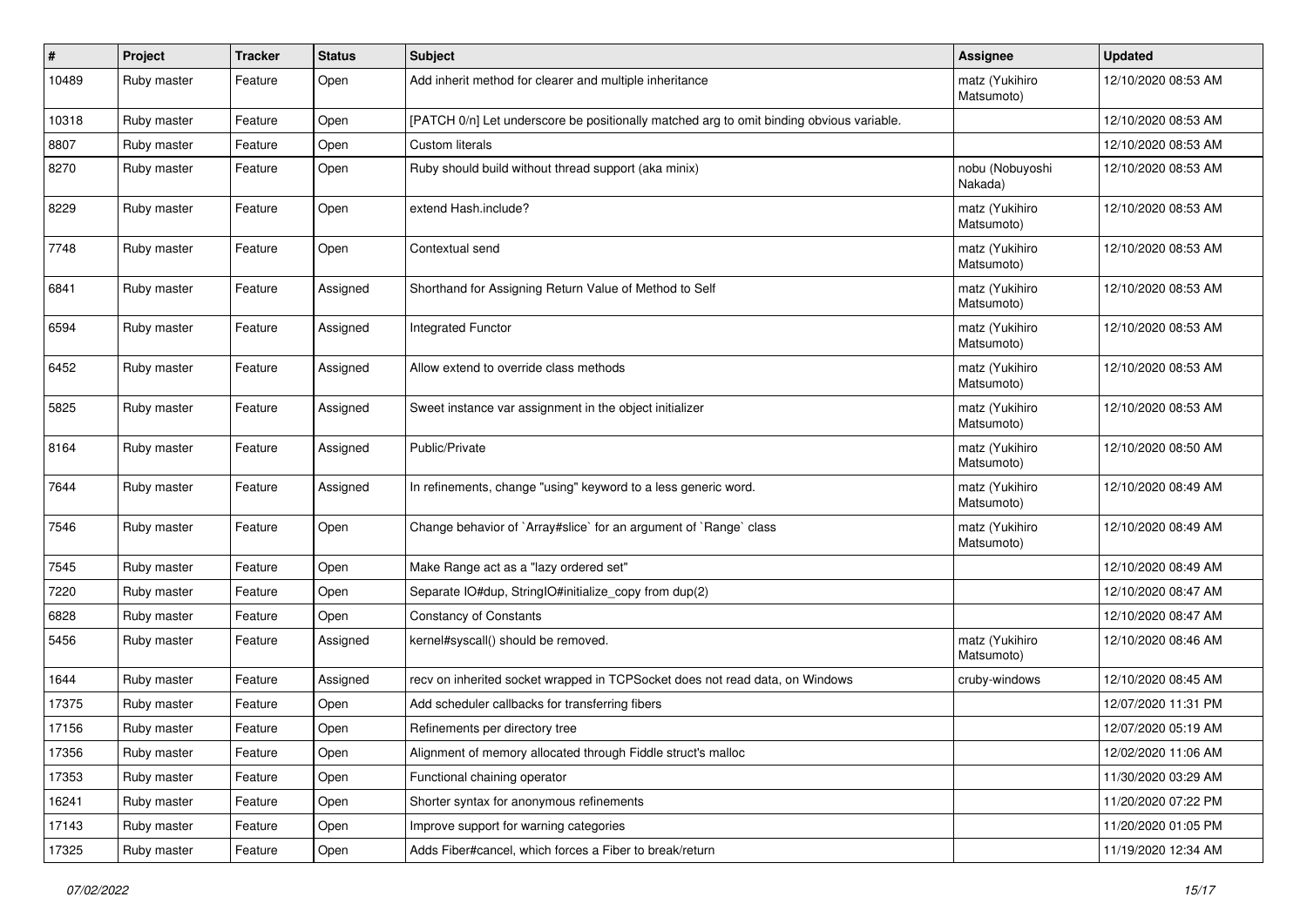| # | Project | Tracker | Status | Subject | Assignee | Updated |
|---|---|---|---|---|---|---|
| 10489 | Ruby master | Feature | Open | Add inherit method for clearer and multiple inheritance | matz (Yukihiro Matsumoto) | 12/10/2020 08:53 AM |
| 10318 | Ruby master | Feature | Open | [PATCH 0/n] Let underscore be positionally matched arg to omit binding obvious variable. | | 12/10/2020 08:53 AM |
| 8807 | Ruby master | Feature | Open | Custom literals | | 12/10/2020 08:53 AM |
| 8270 | Ruby master | Feature | Open | Ruby should build without thread support (aka minix) | nobu (Nobuyoshi Nakada) | 12/10/2020 08:53 AM |
| 8229 | Ruby master | Feature | Open | extend Hash.include? | matz (Yukihiro Matsumoto) | 12/10/2020 08:53 AM |
| 7748 | Ruby master | Feature | Open | Contextual send | matz (Yukihiro Matsumoto) | 12/10/2020 08:53 AM |
| 6841 | Ruby master | Feature | Assigned | Shorthand for Assigning Return Value of Method to Self | matz (Yukihiro Matsumoto) | 12/10/2020 08:53 AM |
| 6594 | Ruby master | Feature | Assigned | Integrated Functor | matz (Yukihiro Matsumoto) | 12/10/2020 08:53 AM |
| 6452 | Ruby master | Feature | Assigned | Allow extend to override class methods | matz (Yukihiro Matsumoto) | 12/10/2020 08:53 AM |
| 5825 | Ruby master | Feature | Assigned | Sweet instance var assignment in the object initializer | matz (Yukihiro Matsumoto) | 12/10/2020 08:53 AM |
| 8164 | Ruby master | Feature | Assigned | Public/Private | matz (Yukihiro Matsumoto) | 12/10/2020 08:50 AM |
| 7644 | Ruby master | Feature | Assigned | In refinements, change "using" keyword to a less generic word. | matz (Yukihiro Matsumoto) | 12/10/2020 08:49 AM |
| 7546 | Ruby master | Feature | Open | Change behavior of `Array#slice` for an argument of `Range` class | matz (Yukihiro Matsumoto) | 12/10/2020 08:49 AM |
| 7545 | Ruby master | Feature | Open | Make Range act as a "lazy ordered set" | | 12/10/2020 08:49 AM |
| 7220 | Ruby master | Feature | Open | Separate IO#dup, StringIO#initialize_copy from dup(2) | | 12/10/2020 08:47 AM |
| 6828 | Ruby master | Feature | Open | Constancy of Constants | | 12/10/2020 08:47 AM |
| 5456 | Ruby master | Feature | Assigned | kernel#syscall() should be removed. | matz (Yukihiro Matsumoto) | 12/10/2020 08:46 AM |
| 1644 | Ruby master | Feature | Assigned | recv on inherited socket wrapped in TCPSocket does not read data, on Windows | cruby-windows | 12/10/2020 08:45 AM |
| 17375 | Ruby master | Feature | Open | Add scheduler callbacks for transferring fibers | | 12/07/2020 11:31 PM |
| 17156 | Ruby master | Feature | Open | Refinements per directory tree | | 12/07/2020 05:19 AM |
| 17356 | Ruby master | Feature | Open | Alignment of memory allocated through Fiddle struct's malloc | | 12/02/2020 11:06 AM |
| 17353 | Ruby master | Feature | Open | Functional chaining operator | | 11/30/2020 03:29 AM |
| 16241 | Ruby master | Feature | Open | Shorter syntax for anonymous refinements | | 11/20/2020 07:22 PM |
| 17143 | Ruby master | Feature | Open | Improve support for warning categories | | 11/20/2020 01:05 PM |
| 17325 | Ruby master | Feature | Open | Adds Fiber#cancel, which forces a Fiber to break/return | | 11/19/2020 12:34 AM |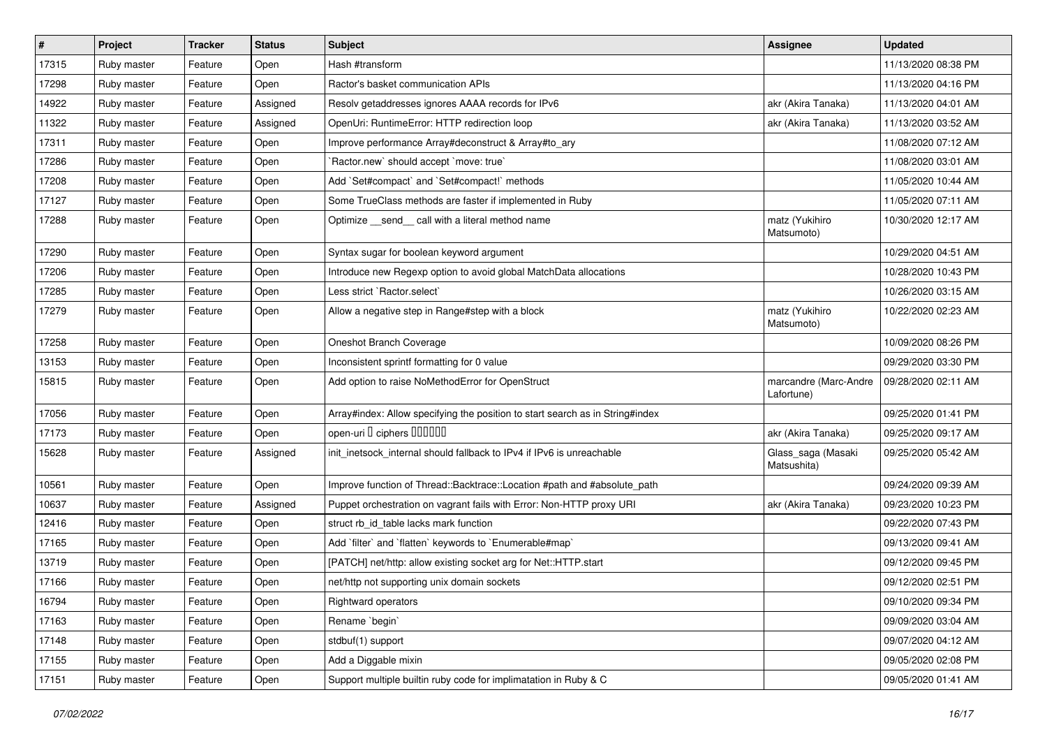| # | Project | Tracker | Status | Subject | Assignee | Updated |
|---|---|---|---|---|---|---|
| 17315 | Ruby master | Feature | Open | Hash #transform | | 11/13/2020 08:38 PM |
| 17298 | Ruby master | Feature | Open | Ractor's basket communication APIs | | 11/13/2020 04:16 PM |
| 14922 | Ruby master | Feature | Assigned | Resolv getaddresses ignores AAAA records for IPv6 | akr (Akira Tanaka) | 11/13/2020 04:01 AM |
| 11322 | Ruby master | Feature | Assigned | OpenUri: RuntimeError: HTTP redirection loop | akr (Akira Tanaka) | 11/13/2020 03:52 AM |
| 17311 | Ruby master | Feature | Open | Improve performance Array#deconstruct & Array#to_ary | | 11/08/2020 07:12 AM |
| 17286 | Ruby master | Feature | Open | `Ractor.new` should accept `move: true` | | 11/08/2020 03:01 AM |
| 17208 | Ruby master | Feature | Open | Add `Set#compact` and `Set#compact!` methods | | 11/05/2020 10:44 AM |
| 17127 | Ruby master | Feature | Open | Some TrueClass methods are faster if implemented in Ruby | | 11/05/2020 07:11 AM |
| 17288 | Ruby master | Feature | Open | Optimize __send__ call with a literal method name | matz (Yukihiro Matsumoto) | 10/30/2020 12:17 AM |
| 17290 | Ruby master | Feature | Open | Syntax sugar for boolean keyword argument | | 10/29/2020 04:51 AM |
| 17206 | Ruby master | Feature | Open | Introduce new Regexp option to avoid global MatchData allocations | | 10/28/2020 10:43 PM |
| 17285 | Ruby master | Feature | Open | Less strict `Ractor.select` | | 10/26/2020 03:15 AM |
| 17279 | Ruby master | Feature | Open | Allow a negative step in Range#step with a block | matz (Yukihiro Matsumoto) | 10/22/2020 02:23 AM |
| 17258 | Ruby master | Feature | Open | Oneshot Branch Coverage | | 10/09/2020 08:26 PM |
| 13153 | Ruby master | Feature | Open | Inconsistent sprintf formatting for 0 value | | 09/29/2020 03:30 PM |
| 15815 | Ruby master | Feature | Open | Add option to raise NoMethodError for OpenStruct | marcandre (Marc-Andre Lafortune) | 09/28/2020 02:11 AM |
| 17056 | Ruby master | Feature | Open | Array#index: Allow specifying the position to start search as in String#index | | 09/25/2020 01:41 PM |
| 17173 | Ruby master | Feature | Open | open-uri � ciphers ������ | akr (Akira Tanaka) | 09/25/2020 09:17 AM |
| 15628 | Ruby master | Feature | Assigned | init_inetsock_internal should fallback to IPv4 if IPv6 is unreachable | Glass_saga (Masaki Matsushita) | 09/25/2020 05:42 AM |
| 10561 | Ruby master | Feature | Open | Improve function of Thread::Backtrace::Location #path and #absolute_path | | 09/24/2020 09:39 AM |
| 10637 | Ruby master | Feature | Assigned | Puppet orchestration on vagrant fails with Error: Non-HTTP proxy URI | akr (Akira Tanaka) | 09/23/2020 10:23 PM |
| 12416 | Ruby master | Feature | Open | struct rb_id_table lacks mark function | | 09/22/2020 07:43 PM |
| 17165 | Ruby master | Feature | Open | Add `filter` and `flatten` keywords to `Enumerable#map` | | 09/13/2020 09:41 AM |
| 13719 | Ruby master | Feature | Open | [PATCH] net/http: allow existing socket arg for Net::HTTP.start | | 09/12/2020 09:45 PM |
| 17166 | Ruby master | Feature | Open | net/http not supporting unix domain sockets | | 09/12/2020 02:51 PM |
| 16794 | Ruby master | Feature | Open | Rightward operators | | 09/10/2020 09:34 PM |
| 17163 | Ruby master | Feature | Open | Rename `begin` | | 09/09/2020 03:04 AM |
| 17148 | Ruby master | Feature | Open | stdbuf(1) support | | 09/07/2020 04:12 AM |
| 17155 | Ruby master | Feature | Open | Add a Diggable mixin | | 09/05/2020 02:08 PM |
| 17151 | Ruby master | Feature | Open | Support multiple builtin ruby code for implimatation in Ruby & C | | 09/05/2020 01:41 AM |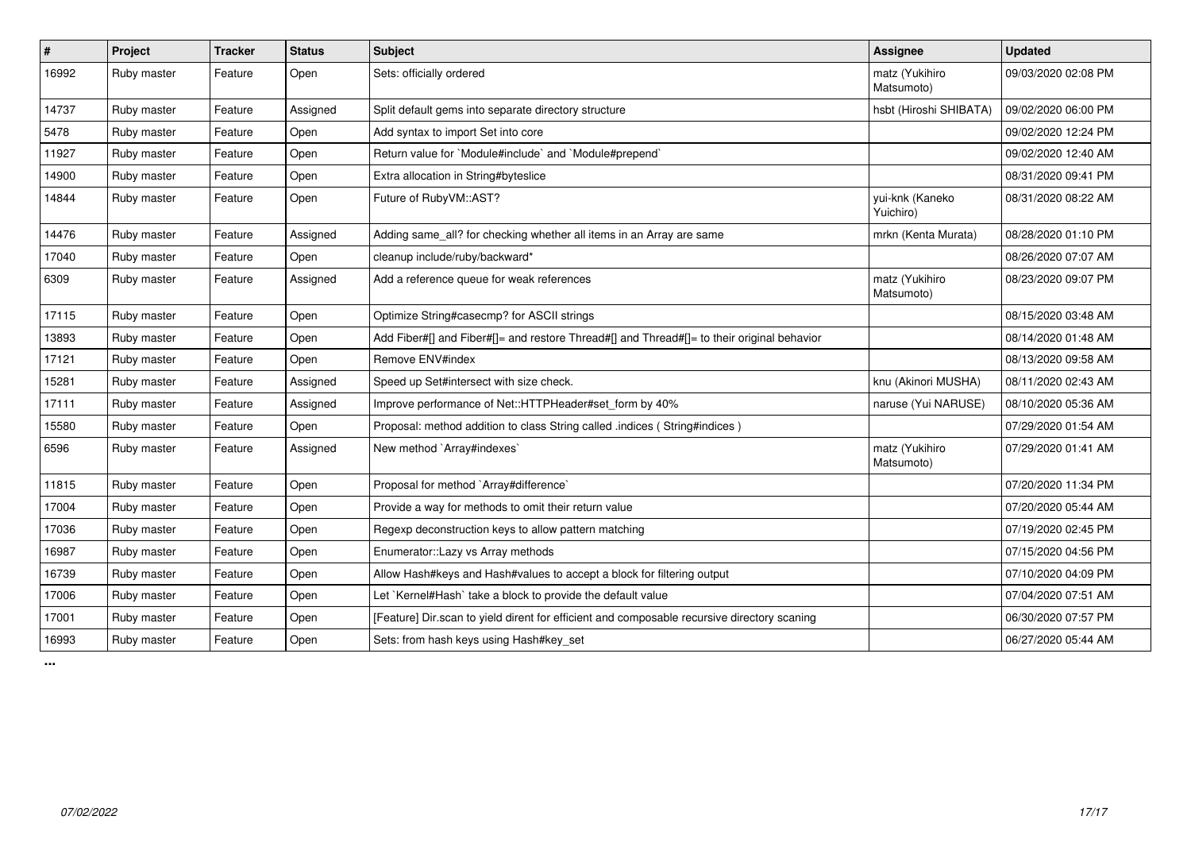| # | Project | Tracker | Status | Subject | Assignee | Updated |
|---|---|---|---|---|---|---|
| 16992 | Ruby master | Feature | Open | Sets: officially ordered | matz (Yukihiro Matsumoto) | 09/03/2020 02:08 PM |
| 14737 | Ruby master | Feature | Assigned | Split default gems into separate directory structure | hsbt (Hiroshi SHIBATA) | 09/02/2020 06:00 PM |
| 5478 | Ruby master | Feature | Open | Add syntax to import Set into core | | 09/02/2020 12:24 PM |
| 11927 | Ruby master | Feature | Open | Return value for `Module#include` and `Module#prepend` | | 09/02/2020 12:40 AM |
| 14900 | Ruby master | Feature | Open | Extra allocation in String#byteslice | | 08/31/2020 09:41 PM |
| 14844 | Ruby master | Feature | Open | Future of RubyVM::AST? | yui-knk (Kaneko Yuichiro) | 08/31/2020 08:22 AM |
| 14476 | Ruby master | Feature | Assigned | Adding same_all? for checking whether all items in an Array are same | mrkn (Kenta Murata) | 08/28/2020 01:10 PM |
| 17040 | Ruby master | Feature | Open | cleanup include/ruby/backward* | | 08/26/2020 07:07 AM |
| 6309 | Ruby master | Feature | Assigned | Add a reference queue for weak references | matz (Yukihiro Matsumoto) | 08/23/2020 09:07 PM |
| 17115 | Ruby master | Feature | Open | Optimize String#casecmp? for ASCII strings | | 08/15/2020 03:48 AM |
| 13893 | Ruby master | Feature | Open | Add Fiber#[] and Fiber#[]= and restore Thread#[] and Thread#[]= to their original behavior | | 08/14/2020 01:48 AM |
| 17121 | Ruby master | Feature | Open | Remove ENV#index | | 08/13/2020 09:58 AM |
| 15281 | Ruby master | Feature | Assigned | Speed up Set#intersect with size check. | knu (Akinori MUSHA) | 08/11/2020 02:43 AM |
| 17111 | Ruby master | Feature | Assigned | Improve performance of Net::HTTPHeader#set_form by 40% | naruse (Yui NARUSE) | 08/10/2020 05:36 AM |
| 15580 | Ruby master | Feature | Open | Proposal: method addition to class String called .indices ( String#indices ) | | 07/29/2020 01:54 AM |
| 6596 | Ruby master | Feature | Assigned | New method `Array#indexes` | matz (Yukihiro Matsumoto) | 07/29/2020 01:41 AM |
| 11815 | Ruby master | Feature | Open | Proposal for method `Array#difference` | | 07/20/2020 11:34 PM |
| 17004 | Ruby master | Feature | Open | Provide a way for methods to omit their return value | | 07/20/2020 05:44 AM |
| 17036 | Ruby master | Feature | Open | Regexp deconstruction keys to allow pattern matching | | 07/19/2020 02:45 PM |
| 16987 | Ruby master | Feature | Open | Enumerator::Lazy vs Array methods | | 07/15/2020 04:56 PM |
| 16739 | Ruby master | Feature | Open | Allow Hash#keys and Hash#values to accept a block for filtering output | | 07/10/2020 04:09 PM |
| 17006 | Ruby master | Feature | Open | Let `Kernel#Hash` take a block to provide the default value | | 07/04/2020 07:51 AM |
| 17001 | Ruby master | Feature | Open | [Feature] Dir.scan to yield dirent for efficient and composable recursive directory scaning | | 06/30/2020 07:57 PM |
| 16993 | Ruby master | Feature | Open | Sets: from hash keys using Hash#key_set | | 06/27/2020 05:44 AM |

...